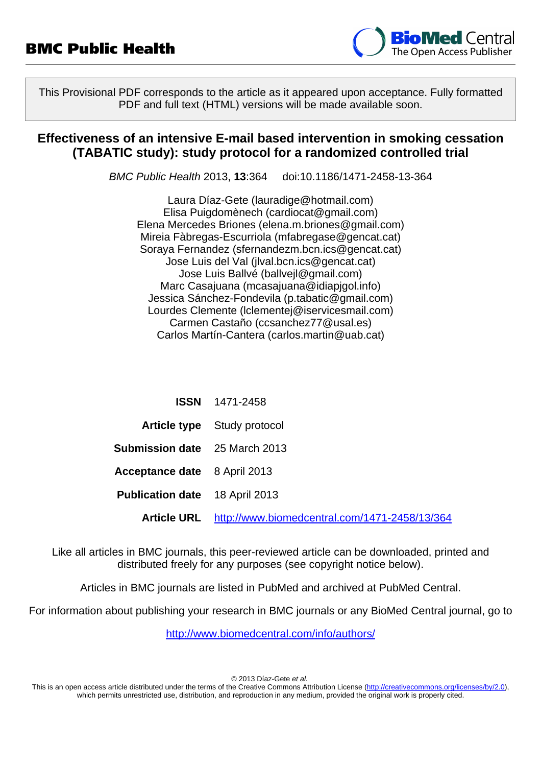# BMC Public Health

This Provisional PDF corresponds to the article as it appeared upon acceptance. Fully formatted PDF and full text (HTML) versions will be made available soon.

## Effectiveness of an intensive E-mail based intervention in smoking cessation (TABATIC study): study protocol for a randomized controlled trial

*BMC Public Health* 2013, **13**:364 doi:10.1186/1471-2458-13-364

Laura Díaz-Gete (lauradige@hotmail.com)
Elisa Puigdomènech (cardiocat@gmail.com)
Elena Mercedes Briones (elena.m.briones@gmail.com)
Mireia Fàbregas-Escurriola (mfabregase@gencat.cat)
Soraya Fernandez (sfernandezm.bcn.ics@gencat.cat)
Jose Luis del Val (jlval.bcn.ics@gencat.cat)
Jose Luis Ballvé (ballvejl@gmail.com)
Marc Casajuana (mcasajuana@idiapjgol.info)
Jessica Sánchez-Fondevila (p.tabatic@gmail.com)
Lourdes Clemente (lclementej@iservicesmail.com)
Carmen Castaño (ccsanchez77@usal.es)
Carlos Martín-Cantera (carlos.martin@uab.cat)

| | |
|---|---|
| **ISSN** | 1471-2458 |
| **Article type** | Study protocol |
| **Submission date** | 25 March 2013 |
| **Acceptance date** | 8 April 2013 |
| **Publication date** | 18 April 2013 |
| **Article URL** | http://www.biomedcentral.com/1471-2458/13/364 |

Like all articles in BMC journals, this peer-reviewed article can be downloaded, printed and distributed freely for any purposes (see copyright notice below).

Articles in BMC journals are listed in PubMed and archived at PubMed Central.

For information about publishing your research in BMC journals or any BioMed Central journal, go to

http://www.biomedcentral.com/info/authors/

© 2013 Díaz-Gete *et al.*
This is an open access article distributed under the terms of the Creative Commons Attribution License (http://creativecommons.org/licenses/by/2.0), which permits unrestricted use, distribution, and reproduction in any medium, provided the original work is properly cited.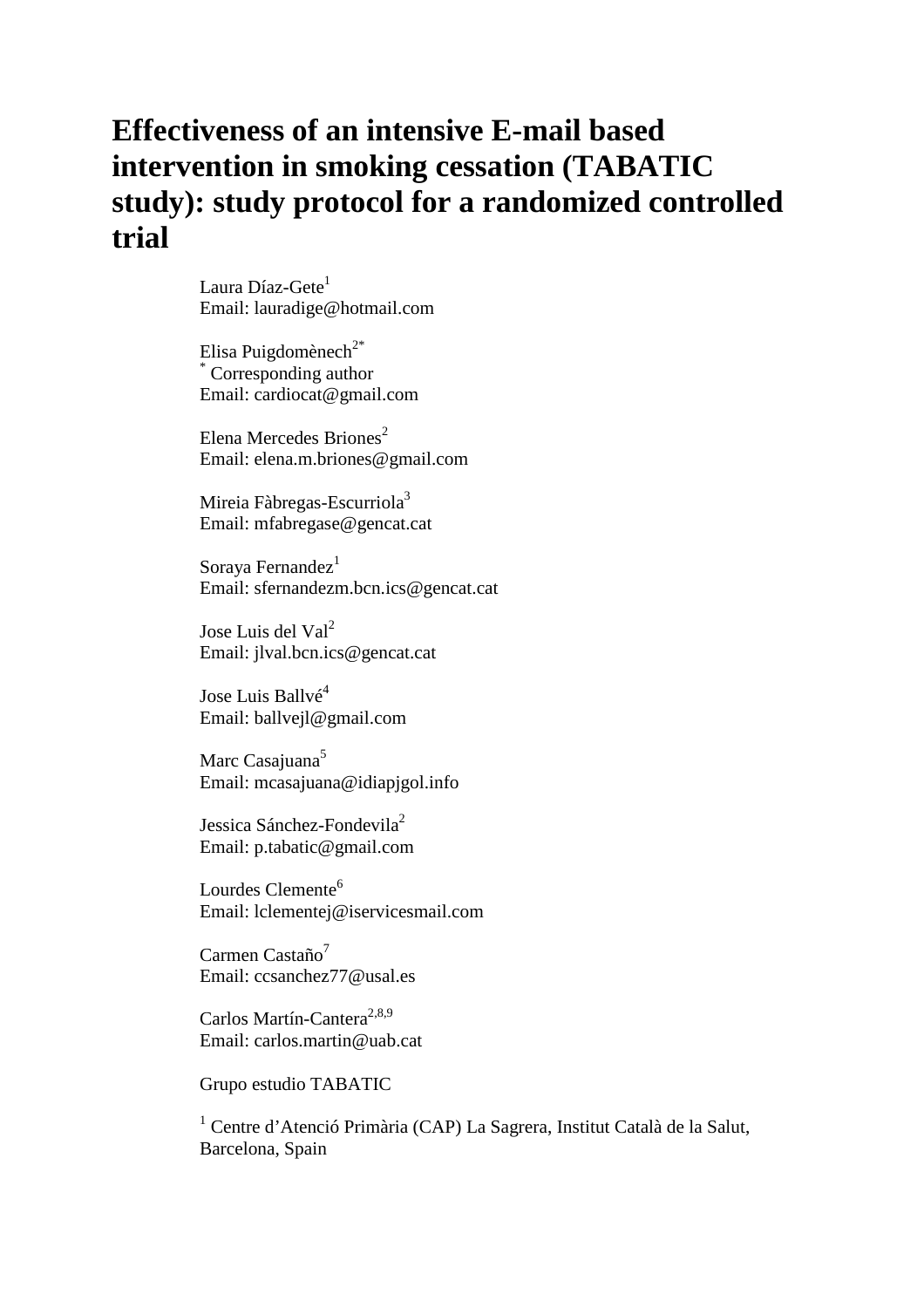# Effectiveness of an intensive E-mail based intervention in smoking cessation (TABATIC study): study protocol for a randomized controlled trial

Laura Díaz-Gete[1]
Email: lauradige@hotmail.com

Elisa Puigdomènech[2*]
[*] Corresponding author
Email: cardiocat@gmail.com

Elena Mercedes Briones[2]
Email: elena.m.briones@gmail.com

Mireia Fàbregas-Escurriola[3]
Email: mfabregase@gencat.cat

Soraya Fernandez[1]
Email: sfernandezm.bcn.ics@gencat.cat

Jose Luis del Val[2]
Email: jlval.bcn.ics@gencat.cat

Jose Luis Ballvé[4]
Email: ballvejl@gmail.com

Marc Casajuana[5]
Email: mcasajuana@idiapjgol.info

Jessica Sánchez-Fondevila[2]
Email: p.tabatic@gmail.com

Lourdes Clemente[6]
Email: lclementej@iservicesmail.com

Carmen Castaño[7]
Email: ccsanchez77@usal.es

Carlos Martín-Cantera[2,8,9]
Email: carlos.martin@uab.cat

Grupo estudio TABATIC

[1] Centre d'Atenció Primària (CAP) La Sagrera, Institut Català de la Salut, Barcelona, Spain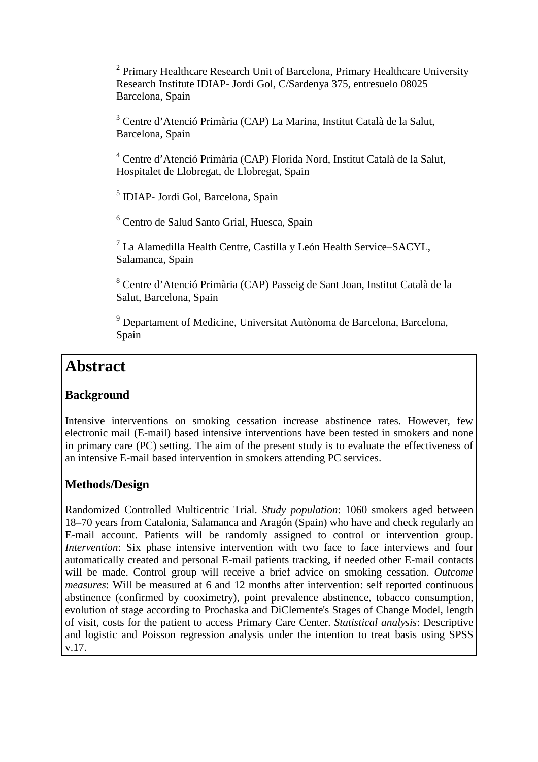[2] Primary Healthcare Research Unit of Barcelona, Primary Healthcare University Research Institute IDIAP- Jordi Gol, C/Sardenya 375, entresuelo 08025 Barcelona, Spain

[3] Centre d'Atenció Primària (CAP) La Marina, Institut Català de la Salut, Barcelona, Spain

[4] Centre d'Atenció Primària (CAP) Florida Nord, Institut Català de la Salut, Hospitalet de Llobregat, de Llobregat, Spain

[5] IDIAP- Jordi Gol, Barcelona, Spain

[6] Centro de Salud Santo Grial, Huesca, Spain

[7] La Alamedilla Health Centre, Castilla y León Health Service–SACYL, Salamanca, Spain

[8] Centre d'Atenció Primària (CAP) Passeig de Sant Joan, Institut Català de la Salut, Barcelona, Spain

[9] Departament of Medicine, Universitat Autònoma de Barcelona, Barcelona, Spain

# Abstract

## Background

Intensive interventions on smoking cessation increase abstinence rates. However, few electronic mail (E-mail) based intensive interventions have been tested in smokers and none in primary care (PC) setting. The aim of the present study is to evaluate the effectiveness of an intensive E-mail based intervention in smokers attending PC services.

## Methods/Design

Randomized Controlled Multicentric Trial. *Study population*: 1060 smokers aged between 18–70 years from Catalonia, Salamanca and Aragón (Spain) who have and check regularly an E-mail account. Patients will be randomly assigned to control or intervention group. *Intervention*: Six phase intensive intervention with two face to face interviews and four automatically created and personal E-mail patients tracking, if needed other E-mail contacts will be made. Control group will receive a brief advice on smoking cessation. *Outcome measures*: Will be measured at 6 and 12 months after intervention: self reported continuous abstinence (confirmed by cooximetry), point prevalence abstinence, tobacco consumption, evolution of stage according to Prochaska and DiClemente's Stages of Change Model, length of visit, costs for the patient to access Primary Care Center. *Statistical analysis*: Descriptive and logistic and Poisson regression analysis under the intention to treat basis using SPSS v.17.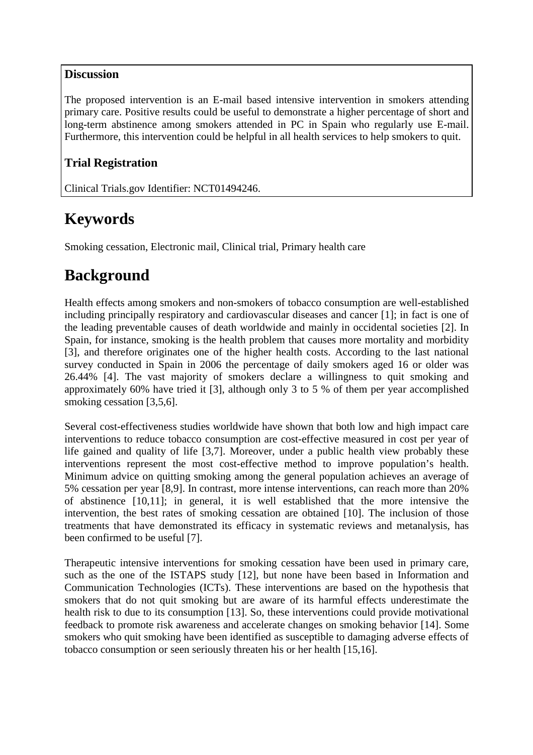**Discussion**

The proposed intervention is an E-mail based intensive intervention in smokers attending primary care. Positive results could be useful to demonstrate a higher percentage of short and long-term abstinence among smokers attended in PC in Spain who regularly use E-mail. Furthermore, this intervention could be helpful in all health services to help smokers to quit.

**Trial Registration**

Clinical Trials.gov Identifier: NCT01494246.

# Keywords

Smoking cessation, Electronic mail, Clinical trial, Primary health care

# Background

Health effects among smokers and non-smokers of tobacco consumption are well-established including principally respiratory and cardiovascular diseases and cancer [1]; in fact is one of the leading preventable causes of death worldwide and mainly in occidental societies [2]. In Spain, for instance, smoking is the health problem that causes more mortality and morbidity [3], and therefore originates one of the higher health costs. According to the last national survey conducted in Spain in 2006 the percentage of daily smokers aged 16 or older was 26.44% [4]. The vast majority of smokers declare a willingness to quit smoking and approximately 60% have tried it [3], although only 3 to 5 % of them per year accomplished smoking cessation [3,5,6].

Several cost-effectiveness studies worldwide have shown that both low and high impact care interventions to reduce tobacco consumption are cost-effective measured in cost per year of life gained and quality of life [3,7]. Moreover, under a public health view probably these interventions represent the most cost-effective method to improve population's health. Minimum advice on quitting smoking among the general population achieves an average of 5% cessation per year [8,9]. In contrast, more intense interventions, can reach more than 20% of abstinence [10,11]; in general, it is well established that the more intensive the intervention, the best rates of smoking cessation are obtained [10]. The inclusion of those treatments that have demonstrated its efficacy in systematic reviews and metanalysis, has been confirmed to be useful [7].

Therapeutic intensive interventions for smoking cessation have been used in primary care, such as the one of the ISTAPS study [12], but none have been based in Information and Communication Technologies (ICTs). These interventions are based on the hypothesis that smokers that do not quit smoking but are aware of its harmful effects underestimate the health risk to due to its consumption [13]. So, these interventions could provide motivational feedback to promote risk awareness and accelerate changes on smoking behavior [14]. Some smokers who quit smoking have been identified as susceptible to damaging adverse effects of tobacco consumption or seen seriously threaten his or her health [15,16].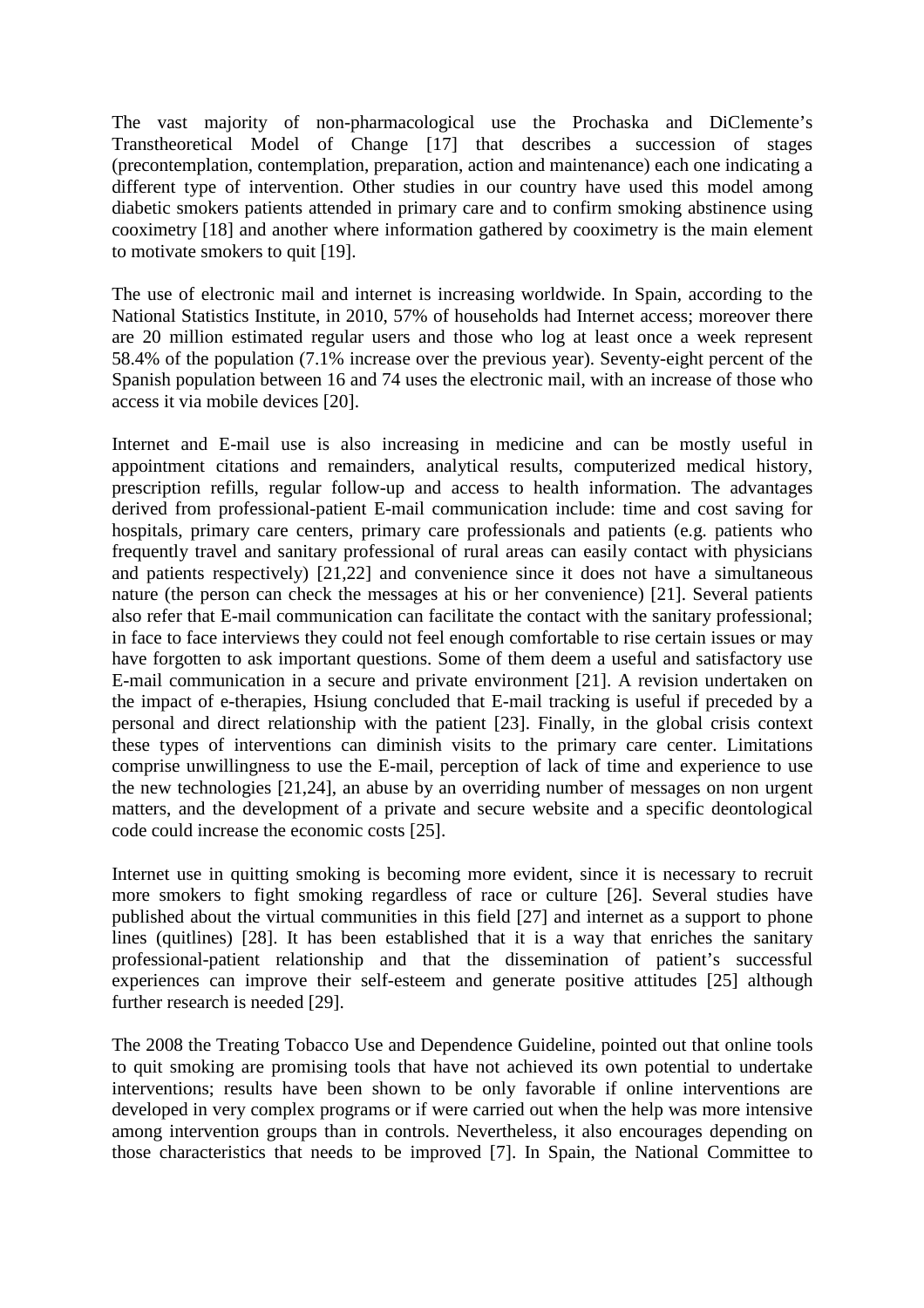The vast majority of non-pharmacological use the Prochaska and DiClemente's Transtheoretical Model of Change [17] that describes a succession of stages (precontemplation, contemplation, preparation, action and maintenance) each one indicating a different type of intervention. Other studies in our country have used this model among diabetic smokers patients attended in primary care and to confirm smoking abstinence using cooximetry [18] and another where information gathered by cooximetry is the main element to motivate smokers to quit [19].

The use of electronic mail and internet is increasing worldwide. In Spain, according to the National Statistics Institute, in 2010, 57% of households had Internet access; moreover there are 20 million estimated regular users and those who log at least once a week represent 58.4% of the population (7.1% increase over the previous year). Seventy-eight percent of the Spanish population between 16 and 74 uses the electronic mail, with an increase of those who access it via mobile devices [20].

Internet and E-mail use is also increasing in medicine and can be mostly useful in appointment citations and remainders, analytical results, computerized medical history, prescription refills, regular follow-up and access to health information. The advantages derived from professional-patient E-mail communication include: time and cost saving for hospitals, primary care centers, primary care professionals and patients (e.g. patients who frequently travel and sanitary professional of rural areas can easily contact with physicians and patients respectively) [21,22] and convenience since it does not have a simultaneous nature (the person can check the messages at his or her convenience) [21]. Several patients also refer that E-mail communication can facilitate the contact with the sanitary professional; in face to face interviews they could not feel enough comfortable to rise certain issues or may have forgotten to ask important questions. Some of them deem a useful and satisfactory use E-mail communication in a secure and private environment [21]. A revision undertaken on the impact of e-therapies, Hsiung concluded that E-mail tracking is useful if preceded by a personal and direct relationship with the patient [23]. Finally, in the global crisis context these types of interventions can diminish visits to the primary care center. Limitations comprise unwillingness to use the E-mail, perception of lack of time and experience to use the new technologies [21,24], an abuse by an overriding number of messages on non urgent matters, and the development of a private and secure website and a specific deontological code could increase the economic costs [25].

Internet use in quitting smoking is becoming more evident, since it is necessary to recruit more smokers to fight smoking regardless of race or culture [26]. Several studies have published about the virtual communities in this field [27] and internet as a support to phone lines (quitlines) [28]. It has been established that it is a way that enriches the sanitary professional-patient relationship and that the dissemination of patient's successful experiences can improve their self-esteem and generate positive attitudes [25] although further research is needed [29].

The 2008 the Treating Tobacco Use and Dependence Guideline, pointed out that online tools to quit smoking are promising tools that have not achieved its own potential to undertake interventions; results have been shown to be only favorable if online interventions are developed in very complex programs or if were carried out when the help was more intensive among intervention groups than in controls. Nevertheless, it also encourages depending on those characteristics that needs to be improved [7]. In Spain, the National Committee to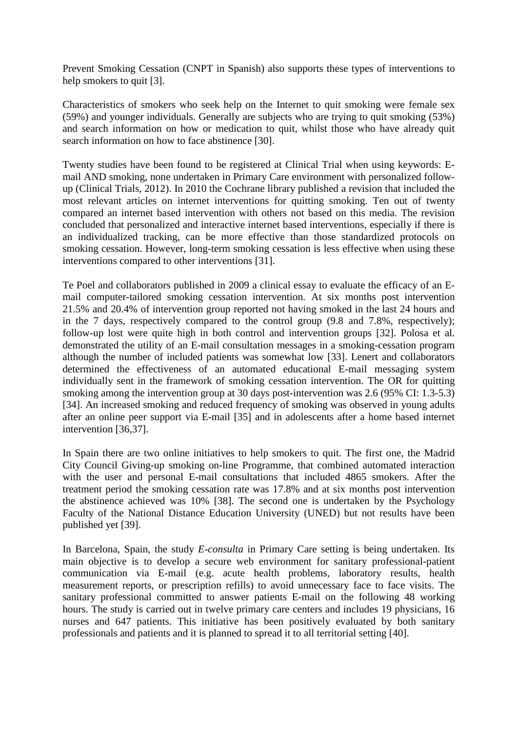Prevent Smoking Cessation (CNPT in Spanish) also supports these types of interventions to help smokers to quit [3].

Characteristics of smokers who seek help on the Internet to quit smoking were female sex (59%) and younger individuals. Generally are subjects who are trying to quit smoking (53%) and search information on how or medication to quit, whilst those who have already quit search information on how to face abstinence [30].

Twenty studies have been found to be registered at Clinical Trial when using keywords: E-mail AND smoking, none undertaken in Primary Care environment with personalized follow-up (Clinical Trials, 2012). In 2010 the Cochrane library published a revision that included the most relevant articles on internet interventions for quitting smoking. Ten out of twenty compared an internet based intervention with others not based on this media. The revision concluded that personalized and interactive internet based interventions, especially if there is an individualized tracking, can be more effective than those standardized protocols on smoking cessation. However, long-term smoking cessation is less effective when using these interventions compared to other interventions [31].

Te Poel and collaborators published in 2009 a clinical essay to evaluate the efficacy of an E-mail computer-tailored smoking cessation intervention. At six months post intervention 21.5% and 20.4% of intervention group reported not having smoked in the last 24 hours and in the 7 days, respectively compared to the control group (9.8 and 7.8%, respectively); follow-up lost were quite high in both control and intervention groups [32]. Polosa et al. demonstrated the utility of an E-mail consultation messages in a smoking-cessation program although the number of included patients was somewhat low [33]. Lenert and collaborators determined the effectiveness of an automated educational E-mail messaging system individually sent in the framework of smoking cessation intervention. The OR for quitting smoking among the intervention group at 30 days post-intervention was 2.6 (95% CI: 1.3-5.3) [34]. An increased smoking and reduced frequency of smoking was observed in young adults after an online peer support via E-mail [35] and in adolescents after a home based internet intervention [36,37].

In Spain there are two online initiatives to help smokers to quit. The first one, the Madrid City Council Giving-up smoking on-line Programme, that combined automated interaction with the user and personal E-mail consultations that included 4865 smokers. After the treatment period the smoking cessation rate was 17.8% and at six months post intervention the abstinence achieved was 10% [38]. The second one is undertaken by the Psychology Faculty of the National Distance Education University (UNED) but not results have been published yet [39].

In Barcelona, Spain, the study *E-consulta* in Primary Care setting is being undertaken. Its main objective is to develop a secure web environment for sanitary professional-patient communication via E-mail (e.g. acute health problems, laboratory results, health measurement reports, or prescription refills) to avoid unnecessary face to face visits. The sanitary professional committed to answer patients E-mail on the following 48 working hours. The study is carried out in twelve primary care centers and includes 19 physicians, 16 nurses and 647 patients. This initiative has been positively evaluated by both sanitary professionals and patients and it is planned to spread it to all territorial setting [40].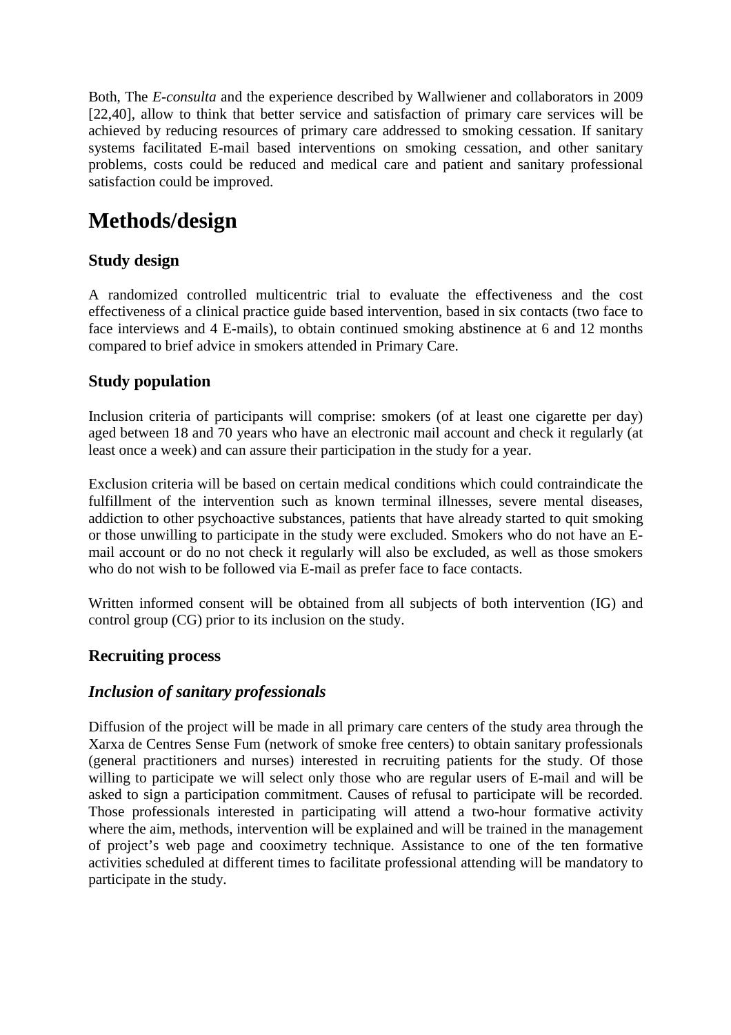Both, The *E-consulta* and the experience described by Wallwiener and collaborators in 2009 [22,40], allow to think that better service and satisfaction of primary care services will be achieved by reducing resources of primary care addressed to smoking cessation. If sanitary systems facilitated E-mail based interventions on smoking cessation, and other sanitary problems, costs could be reduced and medical care and patient and sanitary professional satisfaction could be improved.

# Methods/design

## Study design

A randomized controlled multicentric trial to evaluate the effectiveness and the cost effectiveness of a clinical practice guide based intervention, based in six contacts (two face to face interviews and 4 E-mails), to obtain continued smoking abstinence at 6 and 12 months compared to brief advice in smokers attended in Primary Care.

## Study population

Inclusion criteria of participants will comprise: smokers (of at least one cigarette per day) aged between 18 and 70 years who have an electronic mail account and check it regularly (at least once a week) and can assure their participation in the study for a year.

Exclusion criteria will be based on certain medical conditions which could contraindicate the fulfillment of the intervention such as known terminal illnesses, severe mental diseases, addiction to other psychoactive substances, patients that have already started to quit smoking or those unwilling to participate in the study were excluded. Smokers who do not have an E-mail account or do no not check it regularly will also be excluded, as well as those smokers who do not wish to be followed via E-mail as prefer face to face contacts.

Written informed consent will be obtained from all subjects of both intervention (IG) and control group (CG) prior to its inclusion on the study.

## Recruiting process

### *Inclusion of sanitary professionals*

Diffusion of the project will be made in all primary care centers of the study area through the Xarxa de Centres Sense Fum (network of smoke free centers) to obtain sanitary professionals (general practitioners and nurses) interested in recruiting patients for the study. Of those willing to participate we will select only those who are regular users of E-mail and will be asked to sign a participation commitment. Causes of refusal to participate will be recorded. Those professionals interested in participating will attend a two-hour formative activity where the aim, methods, intervention will be explained and will be trained in the management of project's web page and cooximetry technique. Assistance to one of the ten formative activities scheduled at different times to facilitate professional attending will be mandatory to participate in the study.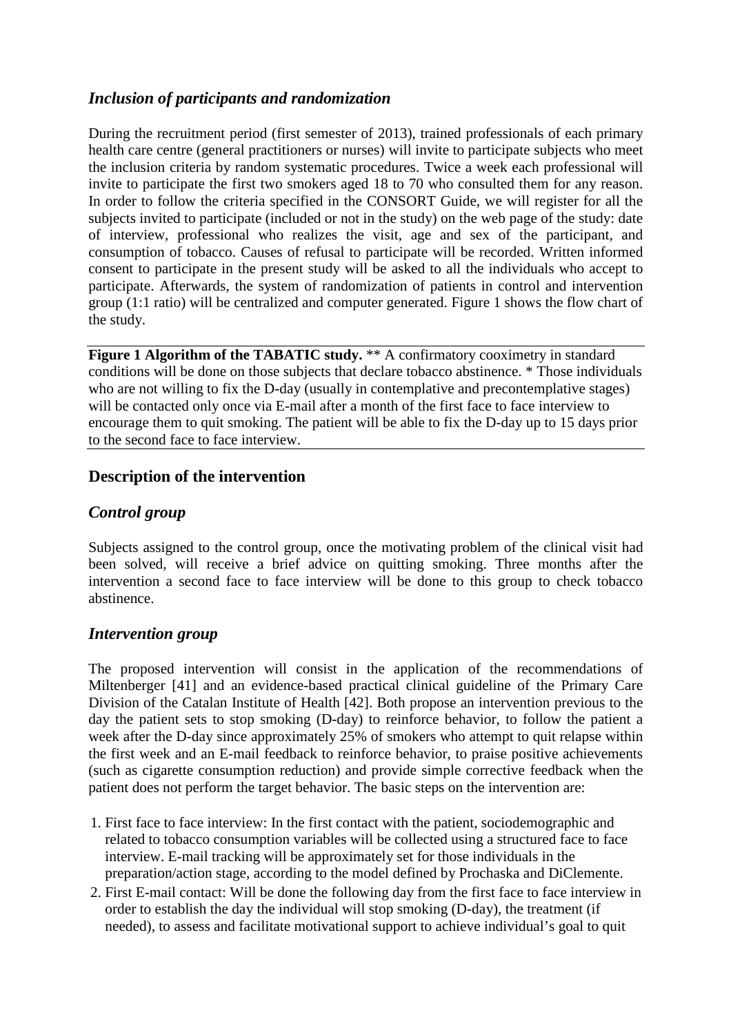### *Inclusion of participants and randomization*

During the recruitment period (first semester of 2013), trained professionals of each primary health care centre (general practitioners or nurses) will invite to participate subjects who meet the inclusion criteria by random systematic procedures. Twice a week each professional will invite to participate the first two smokers aged 18 to 70 who consulted them for any reason. In order to follow the criteria specified in the CONSORT Guide, we will register for all the subjects invited to participate (included or not in the study) on the web page of the study: date of interview, professional who realizes the visit, age and sex of the participant, and consumption of tobacco. Causes of refusal to participate will be recorded. Written informed consent to participate in the present study will be asked to all the individuals who accept to participate. Afterwards, the system of randomization of patients in control and intervention group (1:1 ratio) will be centralized and computer generated. Figure 1 shows the flow chart of the study.

**Figure 1 Algorithm of the TABATIC study.** ** A confirmatory cooximetry in standard conditions will be done on those subjects that declare tobacco abstinence. * Those individuals who are not willing to fix the D-day (usually in contemplative and precontemplative stages) will be contacted only once via E-mail after a month of the first face to face interview to encourage them to quit smoking. The patient will be able to fix the D-day up to 15 days prior to the second face to face interview.

## Description of the intervention

### *Control group*

Subjects assigned to the control group, once the motivating problem of the clinical visit had been solved, will receive a brief advice on quitting smoking. Three months after the intervention a second face to face interview will be done to this group to check tobacco abstinence.

### *Intervention group*

The proposed intervention will consist in the application of the recommendations of Miltenberger [41] and an evidence-based practical clinical guideline of the Primary Care Division of the Catalan Institute of Health [42]. Both propose an intervention previous to the day the patient sets to stop smoking (D-day) to reinforce behavior, to follow the patient a week after the D-day since approximately 25% of smokers who attempt to quit relapse within the first week and an E-mail feedback to reinforce behavior, to praise positive achievements (such as cigarette consumption reduction) and provide simple corrective feedback when the patient does not perform the target behavior. The basic steps on the intervention are:

1. First face to face interview: In the first contact with the patient, sociodemographic and related to tobacco consumption variables will be collected using a structured face to face interview. E-mail tracking will be approximately set for those individuals in the preparation/action stage, according to the model defined by Prochaska and DiClemente.
2. First E-mail contact: Will be done the following day from the first face to face interview in order to establish the day the individual will stop smoking (D-day), the treatment (if needed), to assess and facilitate motivational support to achieve individual's goal to quit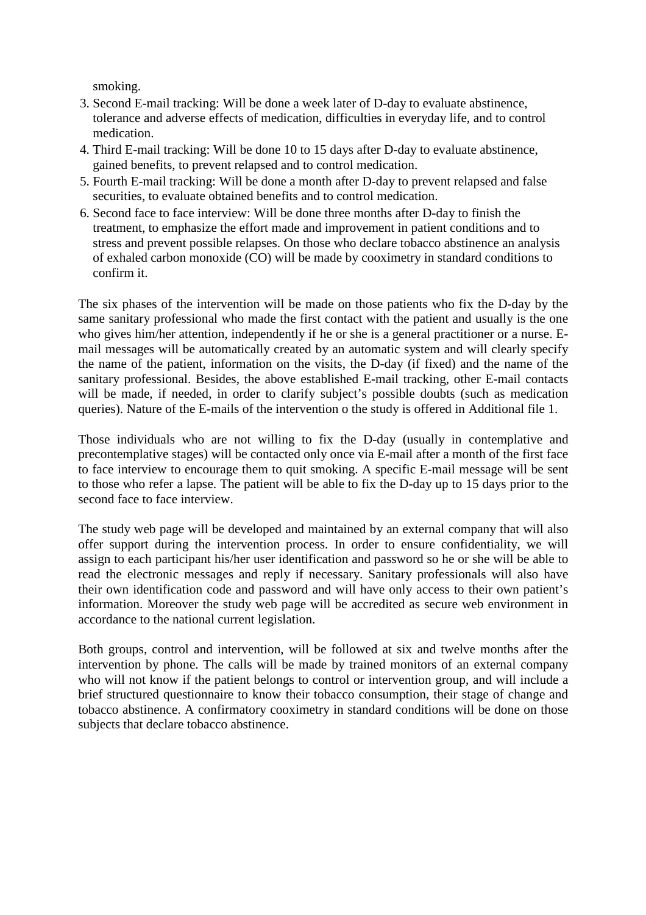smoking.

3. Second E-mail tracking: Will be done a week later of D-day to evaluate abstinence, tolerance and adverse effects of medication, difficulties in everyday life, and to control medication.
4. Third E-mail tracking: Will be done 10 to 15 days after D-day to evaluate abstinence, gained benefits, to prevent relapsed and to control medication.
5. Fourth E-mail tracking: Will be done a month after D-day to prevent relapsed and false securities, to evaluate obtained benefits and to control medication.
6. Second face to face interview: Will be done three months after D-day to finish the treatment, to emphasize the effort made and improvement in patient conditions and to stress and prevent possible relapses. On those who declare tobacco abstinence an analysis of exhaled carbon monoxide (CO) will be made by cooximetry in standard conditions to confirm it.

The six phases of the intervention will be made on those patients who fix the D-day by the same sanitary professional who made the first contact with the patient and usually is the one who gives him/her attention, independently if he or she is a general practitioner or a nurse. E-mail messages will be automatically created by an automatic system and will clearly specify the name of the patient, information on the visits, the D-day (if fixed) and the name of the sanitary professional. Besides, the above established E-mail tracking, other E-mail contacts will be made, if needed, in order to clarify subject's possible doubts (such as medication queries). Nature of the E-mails of the intervention o the study is offered in Additional file 1.

Those individuals who are not willing to fix the D-day (usually in contemplative and precontemplative stages) will be contacted only once via E-mail after a month of the first face to face interview to encourage them to quit smoking. A specific E-mail message will be sent to those who refer a lapse. The patient will be able to fix the D-day up to 15 days prior to the second face to face interview.

The study web page will be developed and maintained by an external company that will also offer support during the intervention process. In order to ensure confidentiality, we will assign to each participant his/her user identification and password so he or she will be able to read the electronic messages and reply if necessary. Sanitary professionals will also have their own identification code and password and will have only access to their own patient's information. Moreover the study web page will be accredited as secure web environment in accordance to the national current legislation.

Both groups, control and intervention, will be followed at six and twelve months after the intervention by phone. The calls will be made by trained monitors of an external company who will not know if the patient belongs to control or intervention group, and will include a brief structured questionnaire to know their tobacco consumption, their stage of change and tobacco abstinence. A confirmatory cooximetry in standard conditions will be done on those subjects that declare tobacco abstinence.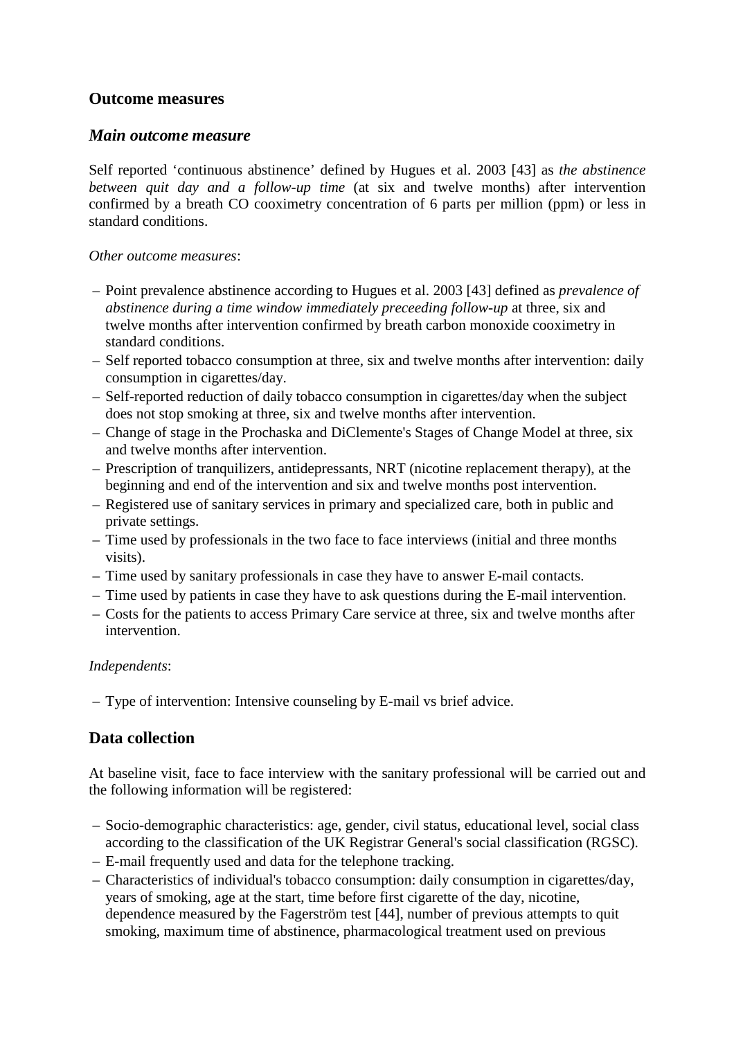## Outcome measures

### *Main outcome measure*

Self reported 'continuous abstinence' defined by Hugues et al. 2003 [43] as *the abstinence between quit day and a follow-up time* (at six and twelve months) after intervention confirmed by a breath CO cooximetry concentration of 6 parts per million (ppm) or less in standard conditions.

*Other outcome measures*:

- Point prevalence abstinence according to Hugues et al. 2003 [43] defined as *prevalence of abstinence during a time window immediately preceeding follow-up* at three, six and twelve months after intervention confirmed by breath carbon monoxide cooximetry in standard conditions.
- Self reported tobacco consumption at three, six and twelve months after intervention: daily consumption in cigarettes/day.
- Self-reported reduction of daily tobacco consumption in cigarettes/day when the subject does not stop smoking at three, six and twelve months after intervention.
- Change of stage in the Prochaska and DiClemente's Stages of Change Model at three, six and twelve months after intervention.
- Prescription of tranquilizers, antidepressants, NRT (nicotine replacement therapy), at the beginning and end of the intervention and six and twelve months post intervention.
- Registered use of sanitary services in primary and specialized care, both in public and private settings.
- Time used by professionals in the two face to face interviews (initial and three months visits).
- Time used by sanitary professionals in case they have to answer E-mail contacts.
- Time used by patients in case they have to ask questions during the E-mail intervention.
- Costs for the patients to access Primary Care service at three, six and twelve months after intervention.

*Independents*:

- Type of intervention: Intensive counseling by E-mail vs brief advice.

## Data collection

At baseline visit, face to face interview with the sanitary professional will be carried out and the following information will be registered:

- Socio-demographic characteristics: age, gender, civil status, educational level, social class according to the classification of the UK Registrar General's social classification (RGSC).
- E-mail frequently used and data for the telephone tracking.
- Characteristics of individual's tobacco consumption: daily consumption in cigarettes/day, years of smoking, age at the start, time before first cigarette of the day, nicotine, dependence measured by the Fagerström test [44], number of previous attempts to quit smoking, maximum time of abstinence, pharmacological treatment used on previous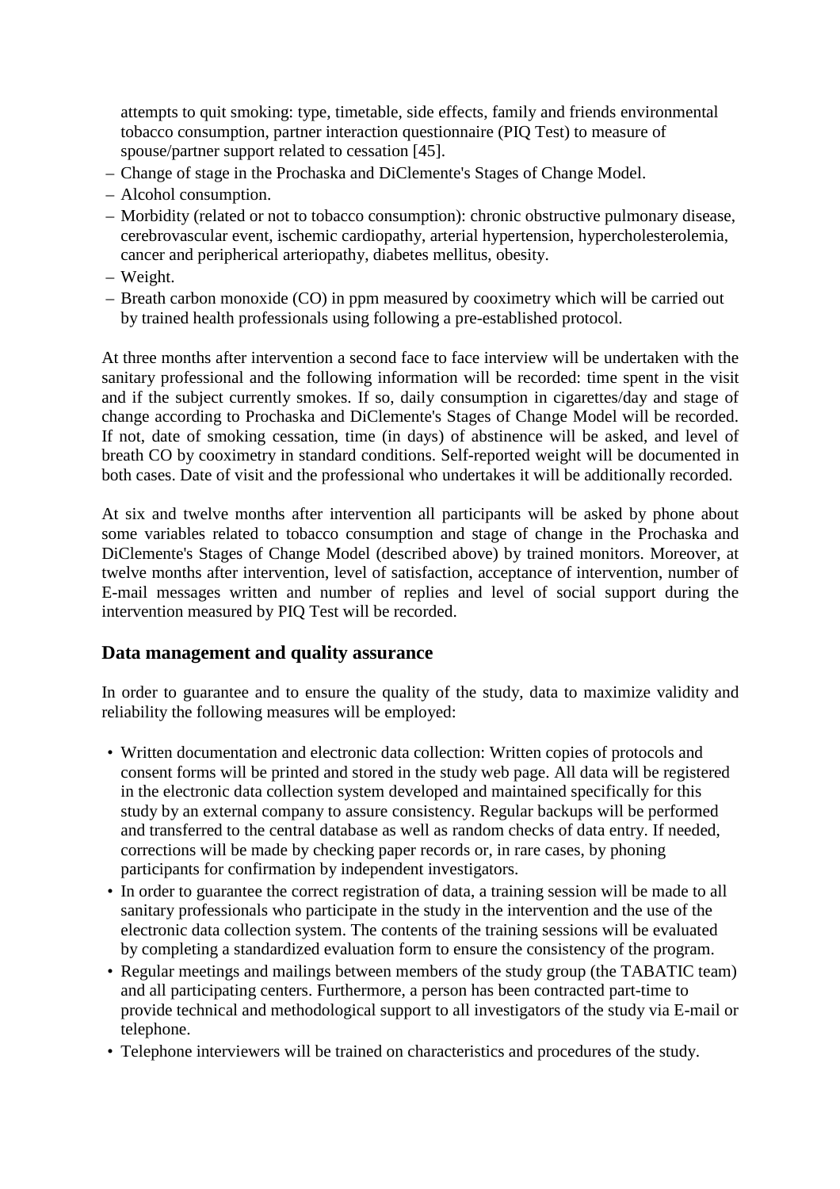attempts to quit smoking: type, timetable, side effects, family and friends environmental tobacco consumption, partner interaction questionnaire (PIQ Test) to measure of spouse/partner support related to cessation [45].

– Change of stage in the Prochaska and DiClemente's Stages of Change Model.
– Alcohol consumption.
– Morbidity (related or not to tobacco consumption): chronic obstructive pulmonary disease, cerebrovascular event, ischemic cardiopathy, arterial hypertension, hypercholesterolemia, cancer and peripherical arteriopathy, diabetes mellitus, obesity.
– Weight.
– Breath carbon monoxide (CO) in ppm measured by cooximetry which will be carried out by trained health professionals using following a pre-established protocol.

At three months after intervention a second face to face interview will be undertaken with the sanitary professional and the following information will be recorded: time spent in the visit and if the subject currently smokes. If so, daily consumption in cigarettes/day and stage of change according to Prochaska and DiClemente's Stages of Change Model will be recorded. If not, date of smoking cessation, time (in days) of abstinence will be asked, and level of breath CO by cooximetry in standard conditions. Self-reported weight will be documented in both cases. Date of visit and the professional who undertakes it will be additionally recorded.

At six and twelve months after intervention all participants will be asked by phone about some variables related to tobacco consumption and stage of change in the Prochaska and DiClemente's Stages of Change Model (described above) by trained monitors. Moreover, at twelve months after intervention, level of satisfaction, acceptance of intervention, number of E-mail messages written and number of replies and level of social support during the intervention measured by PIQ Test will be recorded.

## Data management and quality assurance

In order to guarantee and to ensure the quality of the study, data to maximize validity and reliability the following measures will be employed:

- Written documentation and electronic data collection: Written copies of protocols and consent forms will be printed and stored in the study web page. All data will be registered in the electronic data collection system developed and maintained specifically for this study by an external company to assure consistency. Regular backups will be performed and transferred to the central database as well as random checks of data entry. If needed, corrections will be made by checking paper records or, in rare cases, by phoning participants for confirmation by independent investigators.
- In order to guarantee the correct registration of data, a training session will be made to all sanitary professionals who participate in the study in the intervention and the use of the electronic data collection system. The contents of the training sessions will be evaluated by completing a standardized evaluation form to ensure the consistency of the program.
- Regular meetings and mailings between members of the study group (the TABATIC team) and all participating centers. Furthermore, a person has been contracted part-time to provide technical and methodological support to all investigators of the study via E-mail or telephone.
- Telephone interviewers will be trained on characteristics and procedures of the study.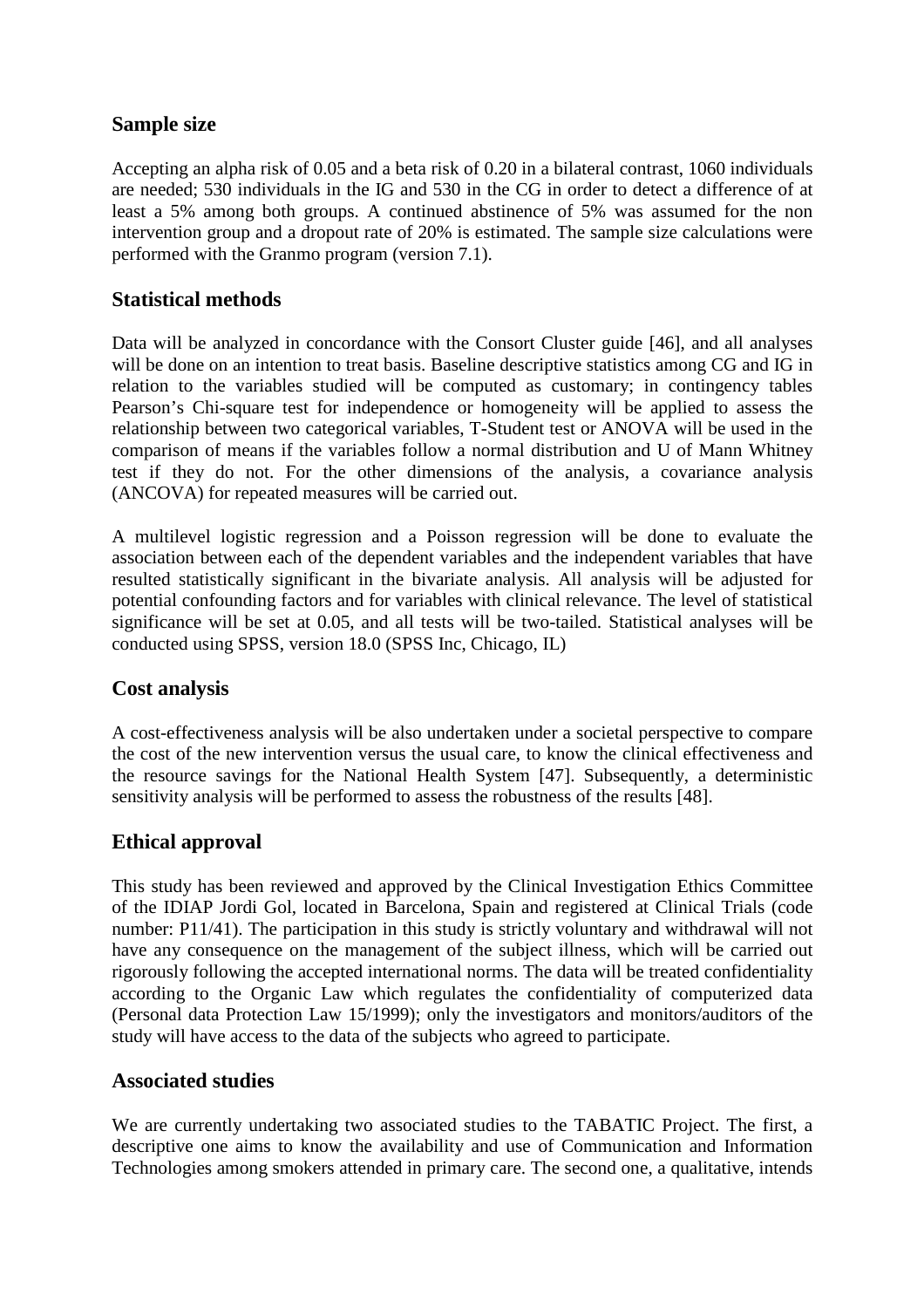## Sample size

Accepting an alpha risk of 0.05 and a beta risk of 0.20 in a bilateral contrast, 1060 individuals are needed; 530 individuals in the IG and 530 in the CG in order to detect a difference of at least a 5% among both groups. A continued abstinence of 5% was assumed for the non intervention group and a dropout rate of 20% is estimated. The sample size calculations were performed with the Granmo program (version 7.1).

## Statistical methods

Data will be analyzed in concordance with the Consort Cluster guide [46], and all analyses will be done on an intention to treat basis. Baseline descriptive statistics among CG and IG in relation to the variables studied will be computed as customary; in contingency tables Pearson's Chi-square test for independence or homogeneity will be applied to assess the relationship between two categorical variables, T-Student test or ANOVA will be used in the comparison of means if the variables follow a normal distribution and U of Mann Whitney test if they do not. For the other dimensions of the analysis, a covariance analysis (ANCOVA) for repeated measures will be carried out.

A multilevel logistic regression and a Poisson regression will be done to evaluate the association between each of the dependent variables and the independent variables that have resulted statistically significant in the bivariate analysis. All analysis will be adjusted for potential confounding factors and for variables with clinical relevance. The level of statistical significance will be set at 0.05, and all tests will be two-tailed. Statistical analyses will be conducted using SPSS, version 18.0 (SPSS Inc, Chicago, IL)

## Cost analysis

A cost-effectiveness analysis will be also undertaken under a societal perspective to compare the cost of the new intervention versus the usual care, to know the clinical effectiveness and the resource savings for the National Health System [47]. Subsequently, a deterministic sensitivity analysis will be performed to assess the robustness of the results [48].

## Ethical approval

This study has been reviewed and approved by the Clinical Investigation Ethics Committee of the IDIAP Jordi Gol, located in Barcelona, Spain and registered at Clinical Trials (code number: P11/41). The participation in this study is strictly voluntary and withdrawal will not have any consequence on the management of the subject illness, which will be carried out rigorously following the accepted international norms. The data will be treated confidentiality according to the Organic Law which regulates the confidentiality of computerized data (Personal data Protection Law 15/1999); only the investigators and monitors/auditors of the study will have access to the data of the subjects who agreed to participate.

## Associated studies

We are currently undertaking two associated studies to the TABATIC Project. The first, a descriptive one aims to know the availability and use of Communication and Information Technologies among smokers attended in primary care. The second one, a qualitative, intends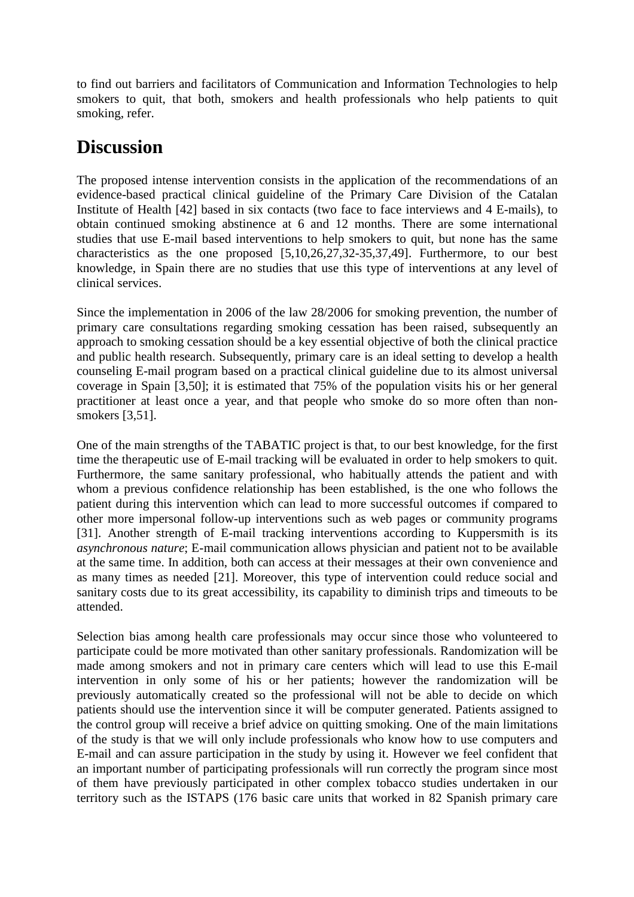to find out barriers and facilitators of Communication and Information Technologies to help smokers to quit, that both, smokers and health professionals who help patients to quit smoking, refer.

# Discussion

The proposed intense intervention consists in the application of the recommendations of an evidence-based practical clinical guideline of the Primary Care Division of the Catalan Institute of Health [42] based in six contacts (two face to face interviews and 4 E-mails), to obtain continued smoking abstinence at 6 and 12 months. There are some international studies that use E-mail based interventions to help smokers to quit, but none has the same characteristics as the one proposed [5,10,26,27,32-35,37,49]. Furthermore, to our best knowledge, in Spain there are no studies that use this type of interventions at any level of clinical services.

Since the implementation in 2006 of the law 28/2006 for smoking prevention, the number of primary care consultations regarding smoking cessation has been raised, subsequently an approach to smoking cessation should be a key essential objective of both the clinical practice and public health research. Subsequently, primary care is an ideal setting to develop a health counseling E-mail program based on a practical clinical guideline due to its almost universal coverage in Spain [3,50]; it is estimated that 75% of the population visits his or her general practitioner at least once a year, and that people who smoke do so more often than non-smokers [3,51].

One of the main strengths of the TABATIC project is that, to our best knowledge, for the first time the therapeutic use of E-mail tracking will be evaluated in order to help smokers to quit. Furthermore, the same sanitary professional, who habitually attends the patient and with whom a previous confidence relationship has been established, is the one who follows the patient during this intervention which can lead to more successful outcomes if compared to other more impersonal follow-up interventions such as web pages or community programs [31]. Another strength of E-mail tracking interventions according to Kuppersmith is its *asynchronous nature*; E-mail communication allows physician and patient not to be available at the same time. In addition, both can access at their messages at their own convenience and as many times as needed [21]. Moreover, this type of intervention could reduce social and sanitary costs due to its great accessibility, its capability to diminish trips and timeouts to be attended.

Selection bias among health care professionals may occur since those who volunteered to participate could be more motivated than other sanitary professionals. Randomization will be made among smokers and not in primary care centers which will lead to use this E-mail intervention in only some of his or her patients; however the randomization will be previously automatically created so the professional will not be able to decide on which patients should use the intervention since it will be computer generated. Patients assigned to the control group will receive a brief advice on quitting smoking. One of the main limitations of the study is that we will only include professionals who know how to use computers and E-mail and can assure participation in the study by using it. However we feel confident that an important number of participating professionals will run correctly the program since most of them have previously participated in other complex tobacco studies undertaken in our territory such as the ISTAPS (176 basic care units that worked in 82 Spanish primary care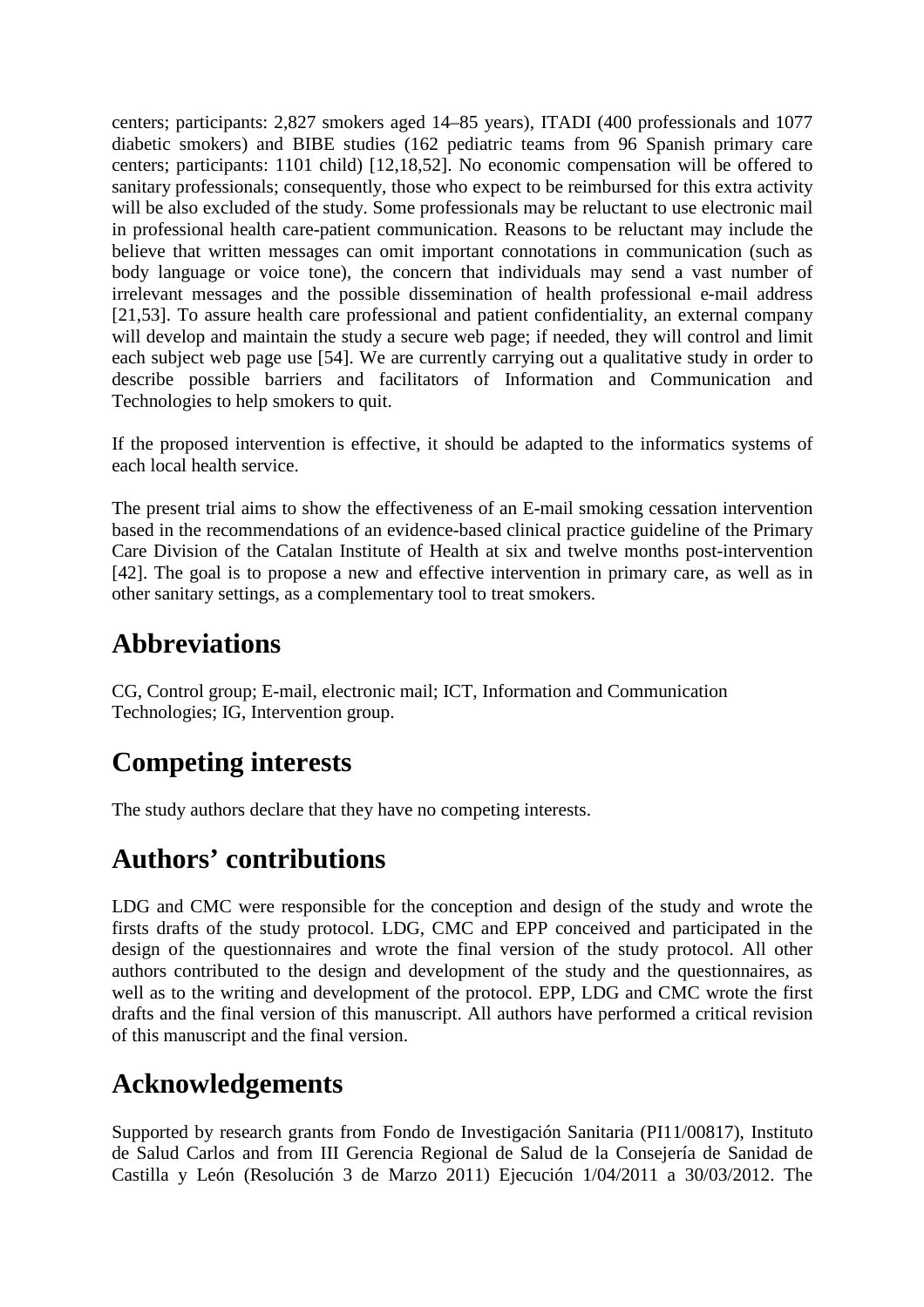centers; participants: 2,827 smokers aged 14–85 years), ITADI (400 professionals and 1077 diabetic smokers) and BIBE studies (162 pediatric teams from 96 Spanish primary care centers; participants: 1101 child) [12,18,52]. No economic compensation will be offered to sanitary professionals; consequently, those who expect to be reimbursed for this extra activity will be also excluded of the study. Some professionals may be reluctant to use electronic mail in professional health care-patient communication. Reasons to be reluctant may include the believe that written messages can omit important connotations in communication (such as body language or voice tone), the concern that individuals may send a vast number of irrelevant messages and the possible dissemination of health professional e-mail address [21,53]. To assure health care professional and patient confidentiality, an external company will develop and maintain the study a secure web page; if needed, they will control and limit each subject web page use [54]. We are currently carrying out a qualitative study in order to describe possible barriers and facilitators of Information and Communication and Technologies to help smokers to quit.

If the proposed intervention is effective, it should be adapted to the informatics systems of each local health service.

The present trial aims to show the effectiveness of an E-mail smoking cessation intervention based in the recommendations of an evidence-based clinical practice guideline of the Primary Care Division of the Catalan Institute of Health at six and twelve months post-intervention [42]. The goal is to propose a new and effective intervention in primary care, as well as in other sanitary settings, as a complementary tool to treat smokers.

# Abbreviations

CG, Control group; E-mail, electronic mail; ICT, Information and Communication Technologies; IG, Intervention group.

# Competing interests

The study authors declare that they have no competing interests.

# Authors' contributions

LDG and CMC were responsible for the conception and design of the study and wrote the firsts drafts of the study protocol. LDG, CMC and EPP conceived and participated in the design of the questionnaires and wrote the final version of the study protocol. All other authors contributed to the design and development of the study and the questionnaires, as well as to the writing and development of the protocol. EPP, LDG and CMC wrote the first drafts and the final version of this manuscript. All authors have performed a critical revision of this manuscript and the final version.

# Acknowledgements

Supported by research grants from Fondo de Investigación Sanitaria (PI11/00817), Instituto de Salud Carlos and from III Gerencia Regional de Salud de la Consejería de Sanidad de Castilla y León (Resolución 3 de Marzo 2011) Ejecución 1/04/2011 a 30/03/2012. The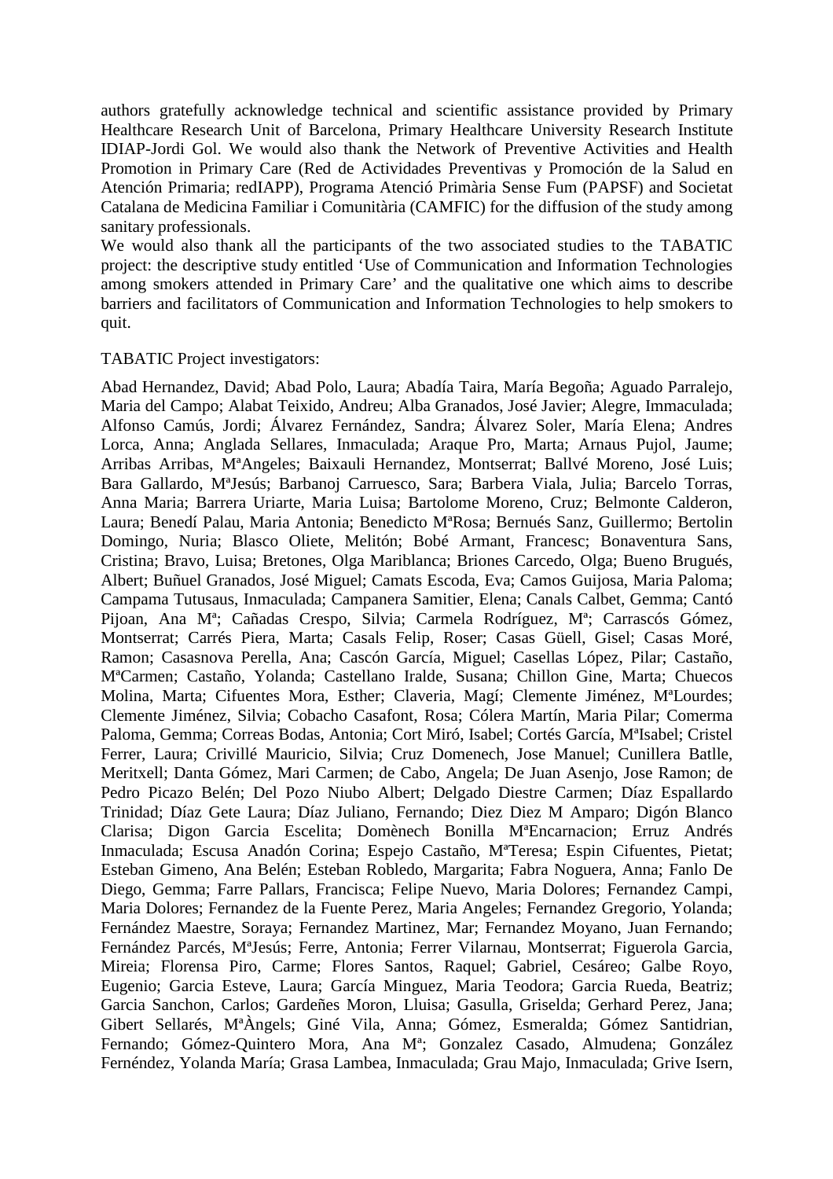authors gratefully acknowledge technical and scientific assistance provided by Primary Healthcare Research Unit of Barcelona, Primary Healthcare University Research Institute IDIAP-Jordi Gol. We would also thank the Network of Preventive Activities and Health Promotion in Primary Care (Red de Actividades Preventivas y Promoción de la Salud en Atención Primaria; redIAPP), Programa Atenció Primària Sense Fum (PAPSF) and Societat Catalana de Medicina Familiar i Comunitària (CAMFIC) for the diffusion of the study among sanitary professionals.

We would also thank all the participants of the two associated studies to the TABATIC project: the descriptive study entitled 'Use of Communication and Information Technologies among smokers attended in Primary Care' and the qualitative one which aims to describe barriers and facilitators of Communication and Information Technologies to help smokers to quit.

TABATIC Project investigators:

Abad Hernandez, David; Abad Polo, Laura; Abadía Taira, María Begoña; Aguado Parralejo, Maria del Campo; Alabat Teixido, Andreu; Alba Granados, José Javier; Alegre, Immaculada; Alfonso Camús, Jordi; Álvarez Fernández, Sandra; Álvarez Soler, María Elena; Andres Lorca, Anna; Anglada Sellares, Inmaculada; Araque Pro, Marta; Arnaus Pujol, Jaume; Arribas Arribas, MªAngeles; Baixauli Hernandez, Montserrat; Ballvé Moreno, José Luis; Bara Gallardo, MªJesús; Barbanoj Carruesco, Sara; Barbera Viala, Julia; Barcelo Torras, Anna Maria; Barrera Uriarte, Maria Luisa; Bartolome Moreno, Cruz; Belmonte Calderon, Laura; Benedí Palau, Maria Antonia; Benedicto MªRosa; Bernués Sanz, Guillermo; Bertolin Domingo, Nuria; Blasco Oliete, Melitón; Bobé Armant, Francesc; Bonaventura Sans, Cristina; Bravo, Luisa; Bretones, Olga Mariblanca; Briones Carcedo, Olga; Bueno Brugués, Albert; Buñuel Granados, José Miguel; Camats Escoda, Eva; Camos Guijosa, Maria Paloma; Campama Tutusaus, Inmaculada; Campanera Samitier, Elena; Canals Calbet, Gemma; Cantó Pijoan, Ana Mª; Cañadas Crespo, Silvia; Carmela Rodríguez, Mª; Carrascós Gómez, Montserrat; Carrés Piera, Marta; Casals Felip, Roser; Casas Güell, Gisel; Casas Moré, Ramon; Casasnova Perella, Ana; Cascón García, Miguel; Casellas López, Pilar; Castaño, MªCarmen; Castaño, Yolanda; Castellano Iralde, Susana; Chillon Gine, Marta; Chuecos Molina, Marta; Cifuentes Mora, Esther; Claveria, Magí; Clemente Jiménez, MªLourdes; Clemente Jiménez, Silvia; Cobacho Casafont, Rosa; Cólera Martín, Maria Pilar; Comerma Paloma, Gemma; Correas Bodas, Antonia; Cort Miró, Isabel; Cortés García, MªIsabel; Cristel Ferrer, Laura; Crivillé Mauricio, Silvia; Cruz Domenech, Jose Manuel; Cunillera Batlle, Meritxell; Danta Gómez, Mari Carmen; de Cabo, Angela; De Juan Asenjo, Jose Ramon; de Pedro Picazo Belén; Del Pozo Niubo Albert; Delgado Diestre Carmen; Díaz Espallardo Trinidad; Díaz Gete Laura; Díaz Juliano, Fernando; Diez Diez M Amparo; Digón Blanco Clarisa; Digon Garcia Escelita; Domènech Bonilla MªEncarnacion; Erruz Andrés Inmaculada; Escusa Anadón Corina; Espejo Castaño, MªTeresa; Espin Cifuentes, Pietat; Esteban Gimeno, Ana Belén; Esteban Robledo, Margarita; Fabra Noguera, Anna; Fanlo De Diego, Gemma; Farre Pallars, Francisca; Felipe Nuevo, Maria Dolores; Fernandez Campi, Maria Dolores; Fernandez de la Fuente Perez, Maria Angeles; Fernandez Gregorio, Yolanda; Fernández Maestre, Soraya; Fernandez Martinez, Mar; Fernandez Moyano, Juan Fernando; Fernández Parcés, MªJesús; Ferre, Antonia; Ferrer Vilarnau, Montserrat; Figuerola Garcia, Mireia; Florensa Piro, Carme; Flores Santos, Raquel; Gabriel, Cesáreo; Galbe Royo, Eugenio; Garcia Esteve, Laura; García Minguez, Maria Teodora; Garcia Rueda, Beatriz; Garcia Sanchon, Carlos; Gardeñes Moron, Lluisa; Gasulla, Griselda; Gerhard Perez, Jana; Gibert Sellarés, MªÀngels; Giné Vila, Anna; Gómez, Esmeralda; Gómez Santidrian, Fernando; Gómez-Quintero Mora, Ana Mª; Gonzalez Casado, Almudena; González Fernéndez, Yolanda María; Grasa Lambea, Inmaculada; Grau Majo, Inmaculada; Grive Isern,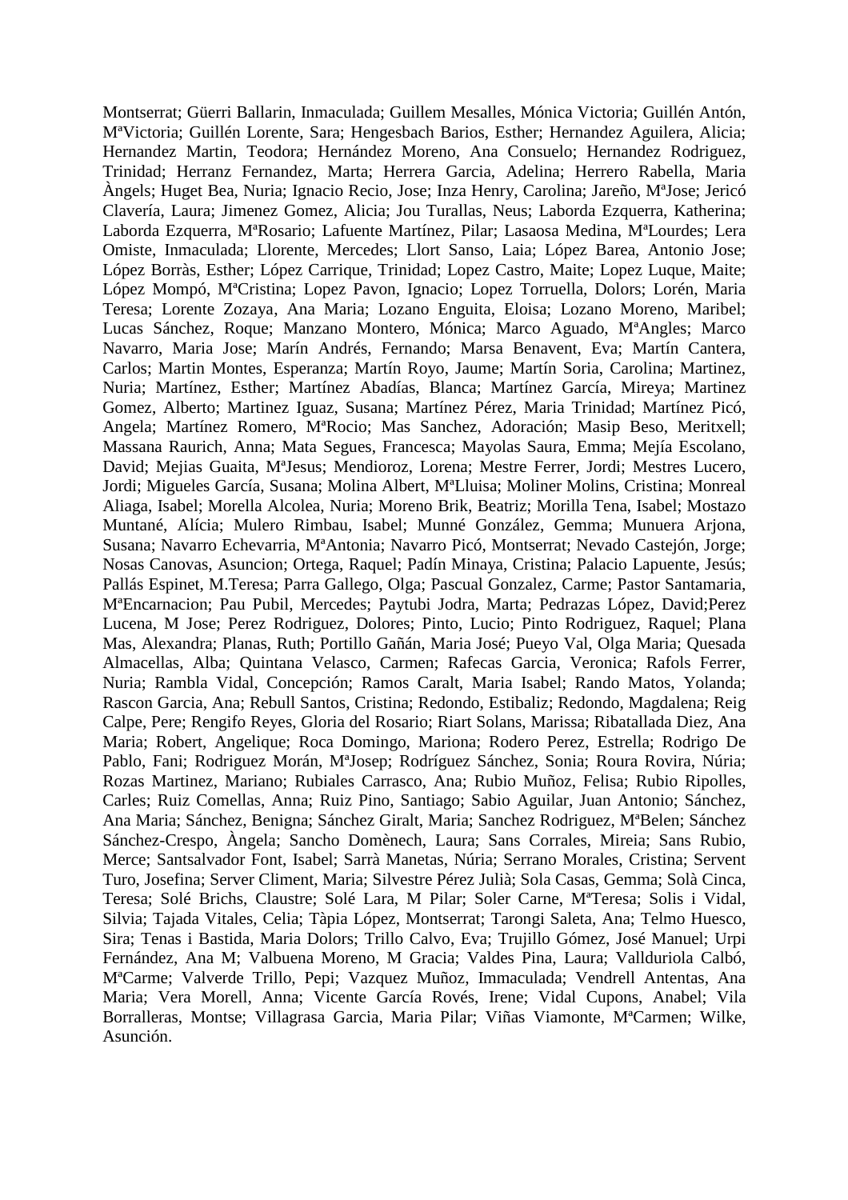Montserrat; Güerri Ballarin, Inmaculada; Guillem Mesalles, Mónica Victoria; Guillén Antón, MªVictoria; Guillén Lorente, Sara; Hengesbach Barios, Esther; Hernandez Aguilera, Alicia; Hernandez Martin, Teodora; Hernández Moreno, Ana Consuelo; Hernandez Rodriguez, Trinidad; Herranz Fernandez, Marta; Herrera Garcia, Adelina; Herrero Rabella, Maria Àngels; Huget Bea, Nuria; Ignacio Recio, Jose; Inza Henry, Carolina; Jareño, MªJose; Jericó Clavería, Laura; Jimenez Gomez, Alicia; Jou Turallas, Neus; Laborda Ezquerra, Katherina; Laborda Ezquerra, MªRosario; Lafuente Martínez, Pilar; Lasaosa Medina, MªLourdes; Lera Omiste, Inmaculada; Llorente, Mercedes; Llort Sanso, Laia; López Barea, Antonio Jose; López Borràs, Esther; López Carrique, Trinidad; Lopez Castro, Maite; Lopez Luque, Maite; López Mompó, MªCristina; Lopez Pavon, Ignacio; Lopez Torruella, Dolors; Lorén, Maria Teresa; Lorente Zozaya, Ana Maria; Lozano Enguita, Eloisa; Lozano Moreno, Maribel; Lucas Sánchez, Roque; Manzano Montero, Mónica; Marco Aguado, MªAngles; Marco Navarro, Maria Jose; Marín Andrés, Fernando; Marsa Benavent, Eva; Martín Cantera, Carlos; Martin Montes, Esperanza; Martín Royo, Jaume; Martín Soria, Carolina; Martinez, Nuria; Martínez, Esther; Martínez Abadías, Blanca; Martínez García, Mireya; Martinez Gomez, Alberto; Martinez Iguaz, Susana; Martínez Pérez, Maria Trinidad; Martínez Picó, Angela; Martínez Romero, MªRocio; Mas Sanchez, Adoración; Masip Beso, Meritxell; Massana Raurich, Anna; Mata Segues, Francesca; Mayolas Saura, Emma; Mejía Escolano, David; Mejias Guaita, MªJesus; Mendioroz, Lorena; Mestre Ferrer, Jordi; Mestres Lucero, Jordi; Migueles García, Susana; Molina Albert, MªLluisa; Moliner Molins, Cristina; Monreal Aliaga, Isabel; Morella Alcolea, Nuria; Moreno Brik, Beatriz; Morilla Tena, Isabel; Mostazo Muntané, Alícia; Mulero Rimbau, Isabel; Munné González, Gemma; Munuera Arjona, Susana; Navarro Echevarria, MªAntonia; Navarro Picó, Montserrat; Nevado Castejón, Jorge; Nosas Canovas, Asuncion; Ortega, Raquel; Padín Minaya, Cristina; Palacio Lapuente, Jesús; Pallás Espinet, M.Teresa; Parra Gallego, Olga; Pascual Gonzalez, Carme; Pastor Santamaria, MªEncarnacion; Pau Pubil, Mercedes; Paytubi Jodra, Marta; Pedrazas López, David;Perez Lucena, M Jose; Perez Rodriguez, Dolores; Pinto, Lucio; Pinto Rodriguez, Raquel; Plana Mas, Alexandra; Planas, Ruth; Portillo Gañán, Maria José; Pueyo Val, Olga Maria; Quesada Almacellas, Alba; Quintana Velasco, Carmen; Rafecas Garcia, Veronica; Rafols Ferrer, Nuria; Rambla Vidal, Concepción; Ramos Caralt, Maria Isabel; Rando Matos, Yolanda; Rascon Garcia, Ana; Rebull Santos, Cristina; Redondo, Estibaliz; Redondo, Magdalena; Reig Calpe, Pere; Rengifo Reyes, Gloria del Rosario; Riart Solans, Marissa; Ribatallada Diez, Ana Maria; Robert, Angelique; Roca Domingo, Mariona; Rodero Perez, Estrella; Rodrigo De Pablo, Fani; Rodriguez Morán, MªJosep; Rodríguez Sánchez, Sonia; Roura Rovira, Núria; Rozas Martinez, Mariano; Rubiales Carrasco, Ana; Rubio Muñoz, Felisa; Rubio Ripolles, Carles; Ruiz Comellas, Anna; Ruiz Pino, Santiago; Sabio Aguilar, Juan Antonio; Sánchez, Ana Maria; Sánchez, Benigna; Sánchez Giralt, Maria; Sanchez Rodriguez, MªBelen; Sánchez Sánchez-Crespo, Àngela; Sancho Domènech, Laura; Sans Corrales, Mireia; Sans Rubio, Merce; Santsalvador Font, Isabel; Sarrà Manetas, Núria; Serrano Morales, Cristina; Servent Turo, Josefina; Server Climent, Maria; Silvestre Pérez Julià; Sola Casas, Gemma; Solà Cinca, Teresa; Solé Brichs, Claustre; Solé Lara, M Pilar; Soler Carne, MªTeresa; Solis i Vidal, Silvia; Tajada Vitales, Celia; Tàpia López, Montserrat; Tarongi Saleta, Ana; Telmo Huesco, Sira; Tenas i Bastida, Maria Dolors; Trillo Calvo, Eva; Trujillo Gómez, José Manuel; Urpi Fernández, Ana M; Valbuena Moreno, M Gracia; Valdes Pina, Laura; Vallduriola Calbó, MªCarme; Valverde Trillo, Pepi; Vazquez Muñoz, Immaculada; Vendrell Antentas, Ana Maria; Vera Morell, Anna; Vicente García Rovés, Irene; Vidal Cupons, Anabel; Vila Borralleras, Montse; Villagrasa Garcia, Maria Pilar; Viñas Viamonte, MªCarmen; Wilke, Asunción.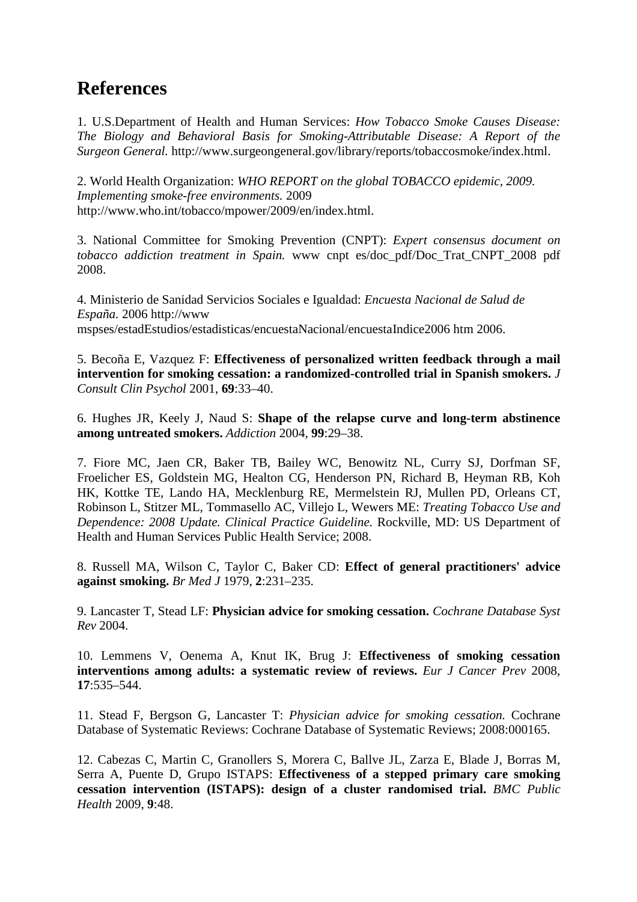# References

1. U.S.Department of Health and Human Services: *How Tobacco Smoke Causes Disease: The Biology and Behavioral Basis for Smoking-Attributable Disease: A Report of the Surgeon General.* http://www.surgeongeneral.gov/library/reports/tobaccosmoke/index.html.

2. World Health Organization: *WHO REPORT on the global TOBACCO epidemic, 2009. Implementing smoke-free environments.* 2009 http://www.who.int/tobacco/mpower/2009/en/index.html.

3. National Committee for Smoking Prevention (CNPT): *Expert consensus document on tobacco addiction treatment in Spain.* www cnpt es/doc_pdf/Doc_Trat_CNPT_2008 pdf 2008.

4. Ministerio de Sanidad Servicios Sociales e Igualdad: *Encuesta Nacional de Salud de España.* 2006 http://www mspses/estadEstudios/estadisticas/encuestaNacional/encuestaIndice2006 htm 2006.

5. Becoña E, Vazquez F: **Effectiveness of personalized written feedback through a mail intervention for smoking cessation: a randomized-controlled trial in Spanish smokers.** *J Consult Clin Psychol* 2001, **69**:33–40.

6. Hughes JR, Keely J, Naud S: **Shape of the relapse curve and long-term abstinence among untreated smokers.** *Addiction* 2004, **99**:29–38.

7. Fiore MC, Jaen CR, Baker TB, Bailey WC, Benowitz NL, Curry SJ, Dorfman SF, Froelicher ES, Goldstein MG, Healton CG, Henderson PN, Richard B, Heyman RB, Koh HK, Kottke TE, Lando HA, Mecklenburg RE, Mermelstein RJ, Mullen PD, Orleans CT, Robinson L, Stitzer ML, Tommasello AC, Villejo L, Wewers ME: *Treating Tobacco Use and Dependence: 2008 Update. Clinical Practice Guideline.* Rockville, MD: US Department of Health and Human Services Public Health Service; 2008.

8. Russell MA, Wilson C, Taylor C, Baker CD: **Effect of general practitioners' advice against smoking.** *Br Med J* 1979, **2**:231–235.

9. Lancaster T, Stead LF: **Physician advice for smoking cessation.** *Cochrane Database Syst Rev* 2004.

10. Lemmens V, Oenema A, Knut IK, Brug J: **Effectiveness of smoking cessation interventions among adults: a systematic review of reviews.** *Eur J Cancer Prev* 2008, **17**:535–544.

11. Stead F, Bergson G, Lancaster T: *Physician advice for smoking cessation.* Cochrane Database of Systematic Reviews: Cochrane Database of Systematic Reviews; 2008:000165.

12. Cabezas C, Martin C, Granollers S, Morera C, Ballve JL, Zarza E, Blade J, Borras M, Serra A, Puente D, Grupo ISTAPS: **Effectiveness of a stepped primary care smoking cessation intervention (ISTAPS): design of a cluster randomised trial.** *BMC Public Health* 2009, **9**:48.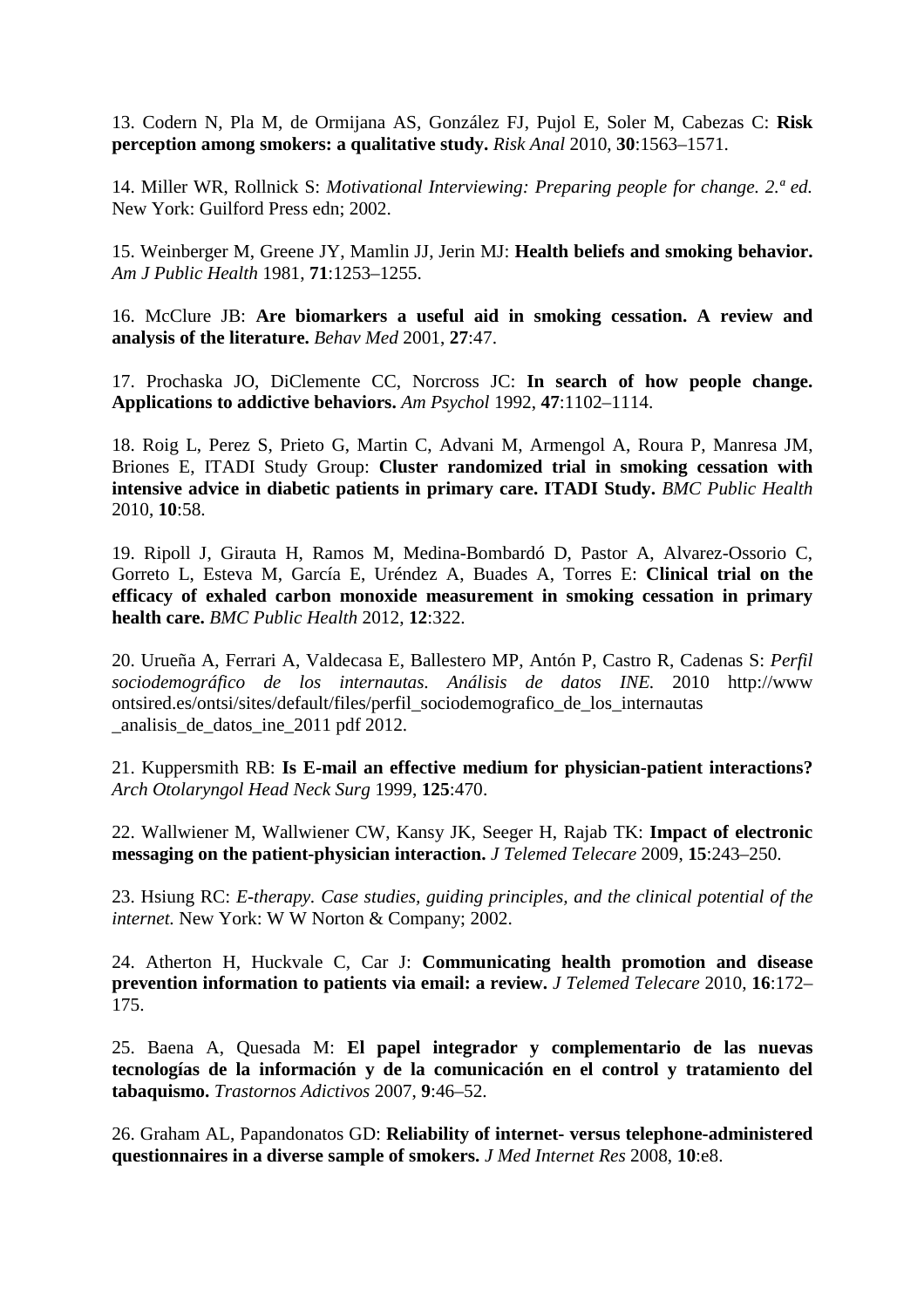13. Codern N, Pla M, de Ormijana AS, González FJ, Pujol E, Soler M, Cabezas C: **Risk perception among smokers: a qualitative study.** *Risk Anal* 2010, **30**:1563–1571.

14. Miller WR, Rollnick S: *Motivational Interviewing: Preparing people for change. 2.ª ed.* New York: Guilford Press edn; 2002.

15. Weinberger M, Greene JY, Mamlin JJ, Jerin MJ: **Health beliefs and smoking behavior.** *Am J Public Health* 1981, **71**:1253–1255.

16. McClure JB: **Are biomarkers a useful aid in smoking cessation. A review and analysis of the literature.** *Behav Med* 2001, **27**:47.

17. Prochaska JO, DiClemente CC, Norcross JC: **In search of how people change. Applications to addictive behaviors.** *Am Psychol* 1992, **47**:1102–1114.

18. Roig L, Perez S, Prieto G, Martin C, Advani M, Armengol A, Roura P, Manresa JM, Briones E, ITADI Study Group: **Cluster randomized trial in smoking cessation with intensive advice in diabetic patients in primary care. ITADI Study.** *BMC Public Health* 2010, **10**:58.

19. Ripoll J, Girauta H, Ramos M, Medina-Bombardó D, Pastor A, Alvarez-Ossorio C, Gorreto L, Esteva M, García E, Uréndez A, Buades A, Torres E: **Clinical trial on the efficacy of exhaled carbon monoxide measurement in smoking cessation in primary health care.** *BMC Public Health* 2012, **12**:322.

20. Urueña A, Ferrari A, Valdecasa E, Ballestero MP, Antón P, Castro R, Cadenas S: *Perfil sociodemográfico de los internautas. Análisis de datos INE.* 2010 http://www ontsired.es/ontsi/sites/default/files/perfil_sociodemografico_de_los_internautas _analisis_de_datos_ine_2011 pdf 2012.

21. Kuppersmith RB: **Is E-mail an effective medium for physician-patient interactions?** *Arch Otolaryngol Head Neck Surg* 1999, **125**:470.

22. Wallwiener M, Wallwiener CW, Kansy JK, Seeger H, Rajab TK: **Impact of electronic messaging on the patient-physician interaction.** *J Telemed Telecare* 2009, **15**:243–250.

23. Hsiung RC: *E-therapy. Case studies, guiding principles, and the clinical potential of the internet.* New York: W W Norton & Company; 2002.

24. Atherton H, Huckvale C, Car J: **Communicating health promotion and disease prevention information to patients via email: a review.** *J Telemed Telecare* 2010, **16**:172–175.

25. Baena A, Quesada M: **El papel integrador y complementario de las nuevas tecnologías de la información y de la comunicación en el control y tratamiento del tabaquismo.** *Trastornos Adictivos* 2007, **9**:46–52.

26. Graham AL, Papandonatos GD: **Reliability of internet- versus telephone-administered questionnaires in a diverse sample of smokers.** *J Med Internet Res* 2008, **10**:e8.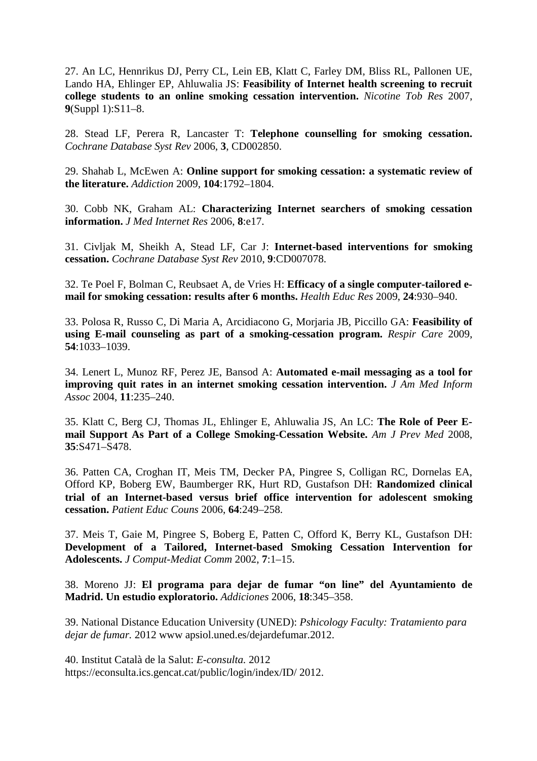27. An LC, Hennrikus DJ, Perry CL, Lein EB, Klatt C, Farley DM, Bliss RL, Pallonen UE, Lando HA, Ehlinger EP, Ahluwalia JS: **Feasibility of Internet health screening to recruit college students to an online smoking cessation intervention.** *Nicotine Tob Res* 2007, **9**(Suppl 1):S11–8.

28. Stead LF, Perera R, Lancaster T: **Telephone counselling for smoking cessation.** *Cochrane Database Syst Rev* 2006, **3**, CD002850.

29. Shahab L, McEwen A: **Online support for smoking cessation: a systematic review of the literature.** *Addiction* 2009, **104**:1792–1804.

30. Cobb NK, Graham AL: **Characterizing Internet searchers of smoking cessation information.** *J Med Internet Res* 2006, **8**:e17.

31. Civljak M, Sheikh A, Stead LF, Car J: **Internet-based interventions for smoking cessation.** *Cochrane Database Syst Rev* 2010, **9**:CD007078.

32. Te Poel F, Bolman C, Reubsaet A, de Vries H: **Efficacy of a single computer-tailored e-mail for smoking cessation: results after 6 months.** *Health Educ Res* 2009, **24**:930–940.

33. Polosa R, Russo C, Di Maria A, Arcidiacono G, Morjaria JB, Piccillo GA: **Feasibility of using E-mail counseling as part of a smoking-cessation program.** *Respir Care* 2009, **54**:1033–1039.

34. Lenert L, Munoz RF, Perez JE, Bansod A: **Automated e-mail messaging as a tool for improving quit rates in an internet smoking cessation intervention.** *J Am Med Inform Assoc* 2004, **11**:235–240.

35. Klatt C, Berg CJ, Thomas JL, Ehlinger E, Ahluwalia JS, An LC: **The Role of Peer E-mail Support As Part of a College Smoking-Cessation Website.** *Am J Prev Med* 2008, **35**:S471–S478.

36. Patten CA, Croghan IT, Meis TM, Decker PA, Pingree S, Colligan RC, Dornelas EA, Offord KP, Boberg EW, Baumberger RK, Hurt RD, Gustafson DH: **Randomized clinical trial of an Internet-based versus brief office intervention for adolescent smoking cessation.** *Patient Educ Couns* 2006, **64**:249–258.

37. Meis T, Gaie M, Pingree S, Boberg E, Patten C, Offord K, Berry KL, Gustafson DH: **Development of a Tailored, Internet-based Smoking Cessation Intervention for Adolescents.** *J Comput-Mediat Comm* 2002, **7**:1–15.

38. Moreno JJ: **El programa para dejar de fumar "on line" del Ayuntamiento de Madrid. Un estudio exploratorio.** *Addiciones* 2006, **18**:345–358.

39. National Distance Education University (UNED): *Pshicology Faculty: Tratamiento para dejar de fumar.* 2012 www apsiol.uned.es/dejardefumar.2012.

40. Institut Català de la Salut: *E-consulta.* 2012 https://econsulta.ics.gencat.cat/public/login/index/ID/ 2012.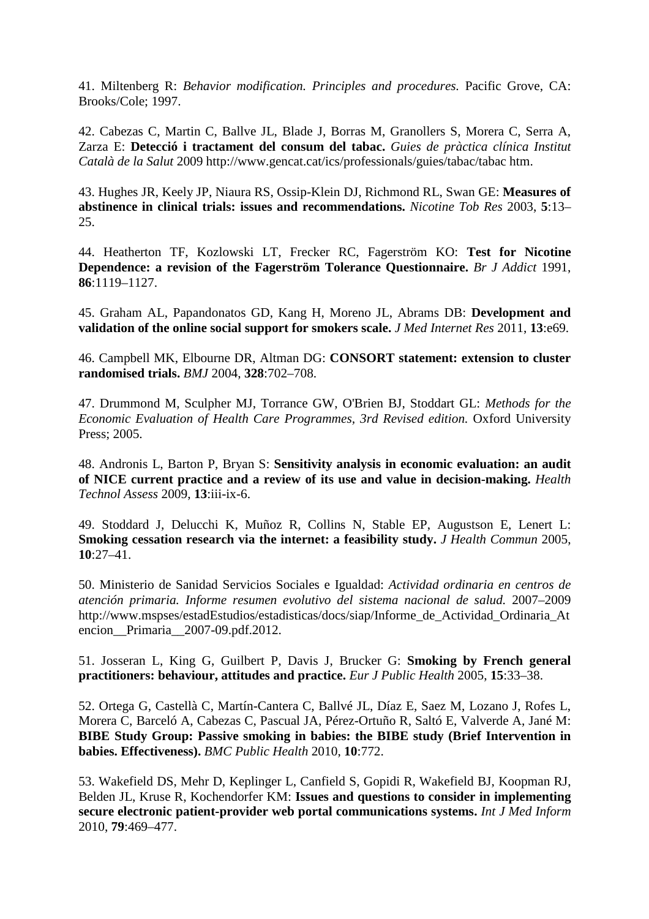41. Miltenberg R: *Behavior modification. Principles and procedures.* Pacific Grove, CA: Brooks/Cole; 1997.

42. Cabezas C, Martin C, Ballve JL, Blade J, Borras M, Granollers S, Morera C, Serra A, Zarza E: **Detecció i tractament del consum del tabac.** *Guies de pràctica clínica Institut Català de la Salut* 2009 http://www.gencat.cat/ics/professionals/guies/tabac/tabac htm.

43. Hughes JR, Keely JP, Niaura RS, Ossip-Klein DJ, Richmond RL, Swan GE: **Measures of abstinence in clinical trials: issues and recommendations.** *Nicotine Tob Res* 2003, **5**:13–25.

44. Heatherton TF, Kozlowski LT, Frecker RC, Fagerström KO: **Test for Nicotine Dependence: a revision of the Fagerström Tolerance Questionnaire.** *Br J Addict* 1991, **86**:1119–1127.

45. Graham AL, Papandonatos GD, Kang H, Moreno JL, Abrams DB: **Development and validation of the online social support for smokers scale.** *J Med Internet Res* 2011, **13**:e69.

46. Campbell MK, Elbourne DR, Altman DG: **CONSORT statement: extension to cluster randomised trials.** *BMJ* 2004, **328**:702–708.

47. Drummond M, Sculpher MJ, Torrance GW, O'Brien BJ, Stoddart GL: *Methods for the Economic Evaluation of Health Care Programmes, 3rd Revised edition.* Oxford University Press; 2005.

48. Andronis L, Barton P, Bryan S: **Sensitivity analysis in economic evaluation: an audit of NICE current practice and a review of its use and value in decision-making.** *Health Technol Assess* 2009, **13**:iii-ix-6.

49. Stoddard J, Delucchi K, Muñoz R, Collins N, Stable EP, Augustson E, Lenert L: **Smoking cessation research via the internet: a feasibility study.** *J Health Commun* 2005, **10**:27–41.

50. Ministerio de Sanidad Servicios Sociales e Igualdad: *Actividad ordinaria en centros de atención primaria. Informe resumen evolutivo del sistema nacional de salud.* 2007–2009 http://www.mspses/estadEstudios/estadisticas/docs/siap/Informe_de_Actividad_Ordinaria_Atencion__Primaria__2007-09.pdf.2012.

51. Josseran L, King G, Guilbert P, Davis J, Brucker G: **Smoking by French general practitioners: behaviour, attitudes and practice.** *Eur J Public Health* 2005, **15**:33–38.

52. Ortega G, Castellà C, Martín-Cantera C, Ballvé JL, Díaz E, Saez M, Lozano J, Rofes L, Morera C, Barceló A, Cabezas C, Pascual JA, Pérez-Ortuño R, Saltó E, Valverde A, Jané M: **BIBE Study Group: Passive smoking in babies: the BIBE study (Brief Intervention in babies. Effectiveness).** *BMC Public Health* 2010, **10**:772.

53. Wakefield DS, Mehr D, Keplinger L, Canfield S, Gopidi R, Wakefield BJ, Koopman RJ, Belden JL, Kruse R, Kochendorfer KM: **Issues and questions to consider in implementing secure electronic patient-provider web portal communications systems.** *Int J Med Inform* 2010, **79**:469–477.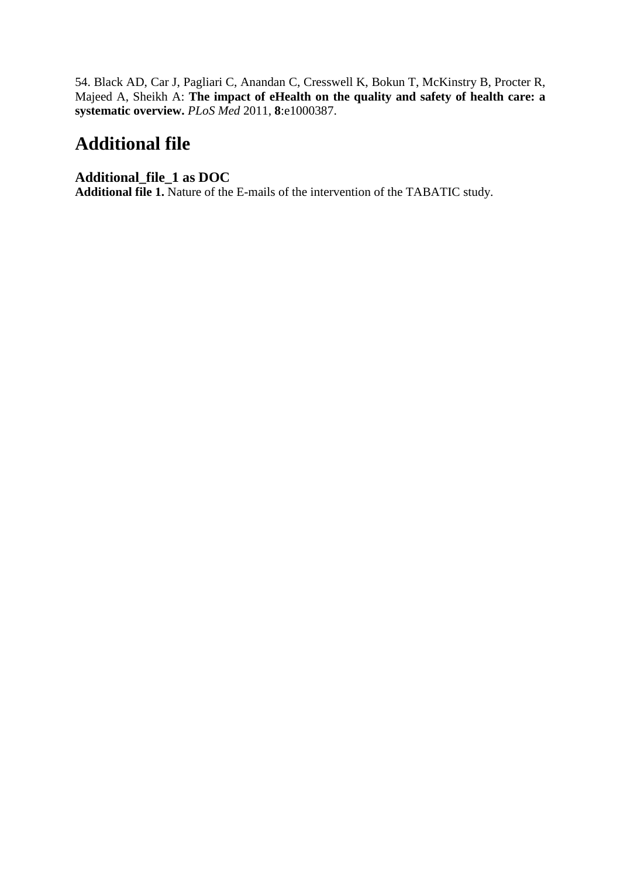54. Black AD, Car J, Pagliari C, Anandan C, Cresswell K, Bokun T, McKinstry B, Procter R, Majeed A, Sheikh A: **The impact of eHealth on the quality and safety of health care: a systematic overview.** *PLoS Med* 2011, **8**:e1000387.

## Additional file

### Additional_file_1 as DOC

**Additional file 1.** Nature of the E-mails of the intervention of the TABATIC study.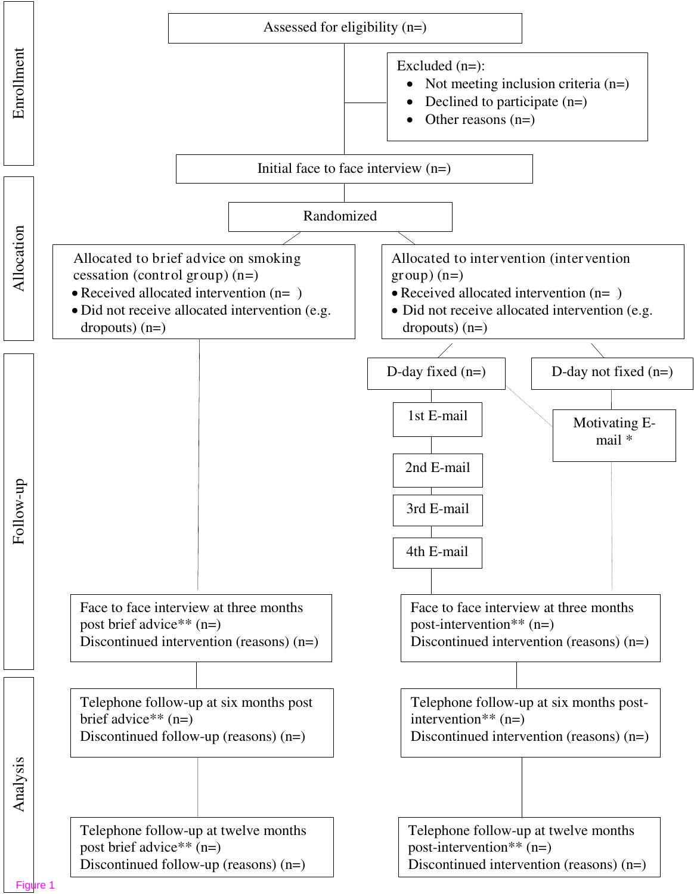**Enrollment**

Assessed for eligibility (n=)

Excluded (n=):

- Not meeting inclusion criteria (n=)
- Declined to participate (n=)
- Other reasons (n=)

Initial face to face interview (n=)

**Allocation**

Randomized

Allocated to brief advice on smoking cessation (control group) (n=)

- Received allocated intervention (n= )
- Did not receive allocated intervention (e.g. dropouts) (n=)

Allocated to intervention (intervention group) (n=)

- Received allocated intervention (n= )
- Did not receive allocated intervention (e.g. dropouts) (n=)

**Follow-up**

D-day fixed (n=)

1st E-mail

2nd E-mail

3rd E-mail

4th E-mail

D-day not fixed (n=)

Motivating E-mail *

Face to face interview at three months post brief advice** (n=)
Discontinued intervention (reasons) (n=)

Face to face interview at three months post-intervention** (n=)
Discontinued intervention (reasons) (n=)

**Analysis**

Telephone follow-up at six months post brief advice** (n=)
Discontinued follow-up (reasons) (n=)

Telephone follow-up at six months post-intervention** (n=)
Discontinued intervention (reasons) (n=)

Telephone follow-up at twelve months post brief advice** (n=)
Discontinued follow-up (reasons) (n=)

Telephone follow-up at twelve months post-intervention** (n=)
Discontinued intervention (reasons) (n=)

Figure 1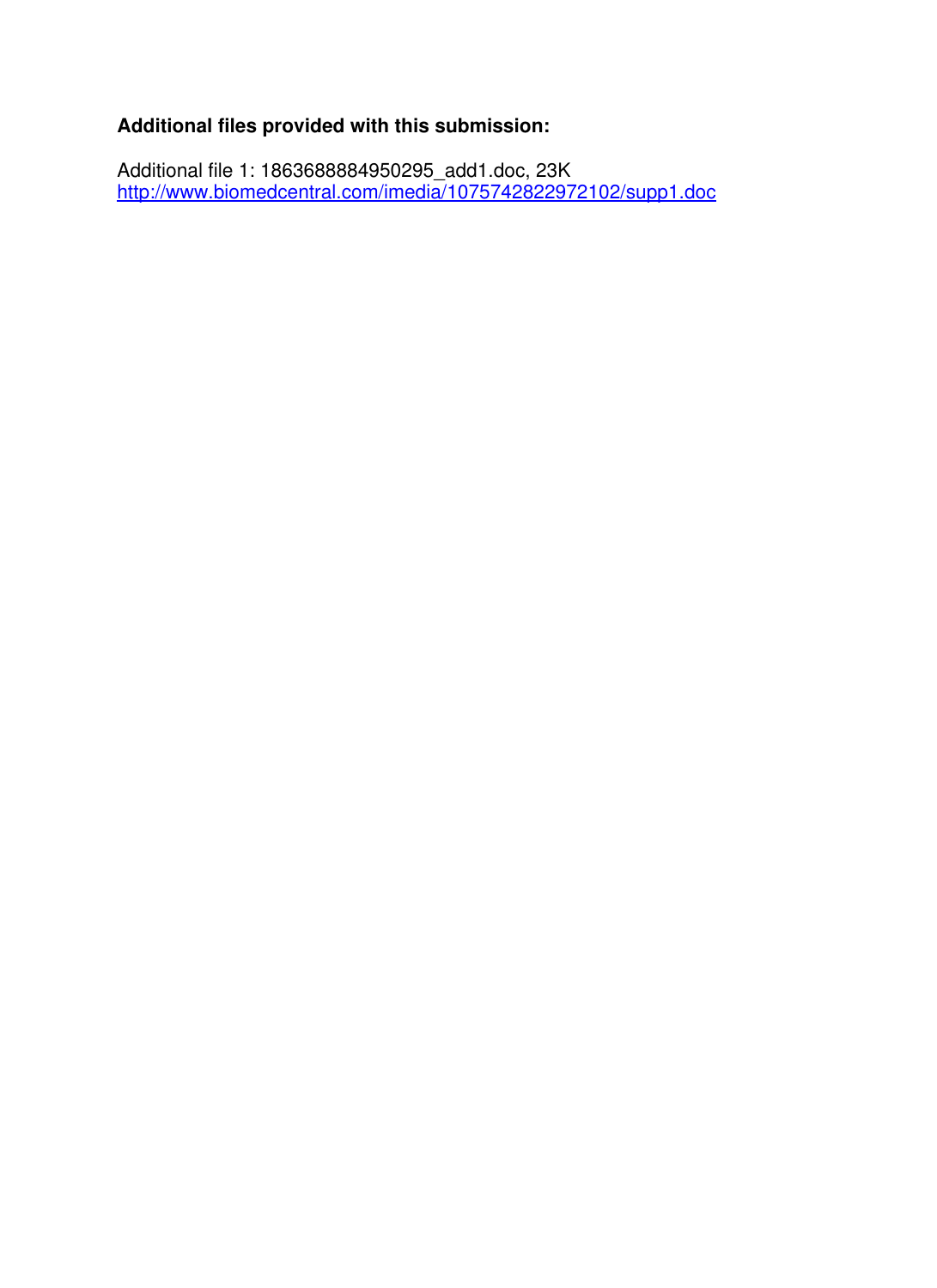**Additional files provided with this submission:**

Additional file 1: 1863688884950295_add1.doc, 23K
http://www.biomedcentral.com/imedia/1075742822972102/supp1.doc